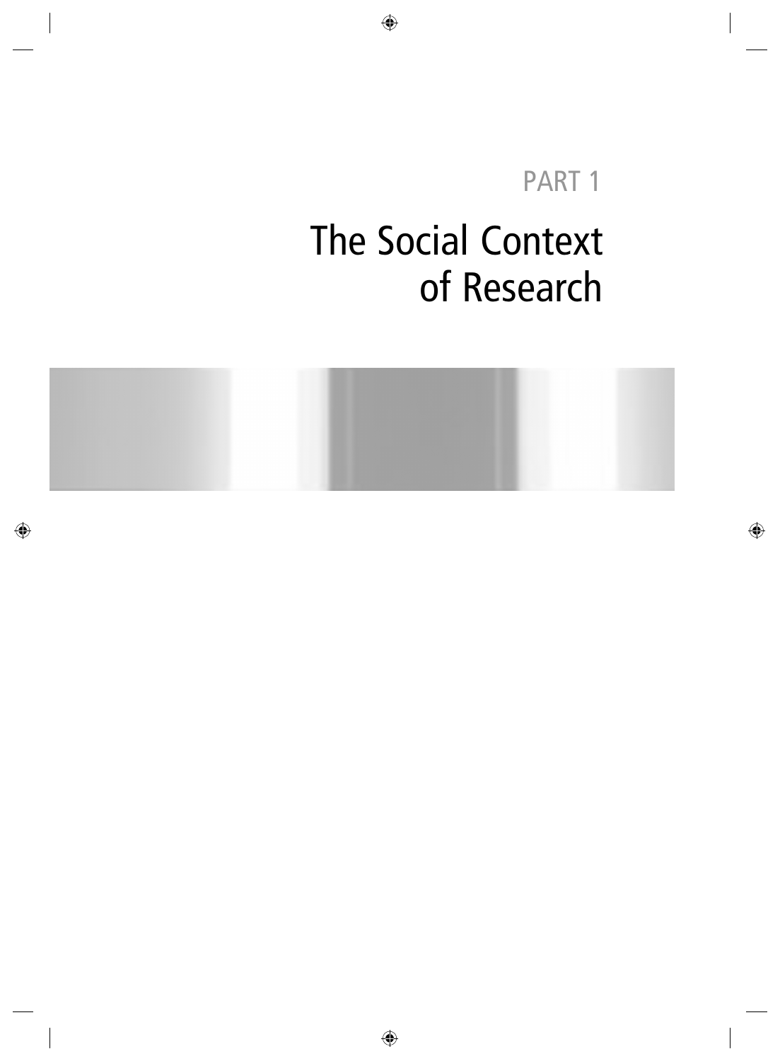PART 1

# The Social Context of Research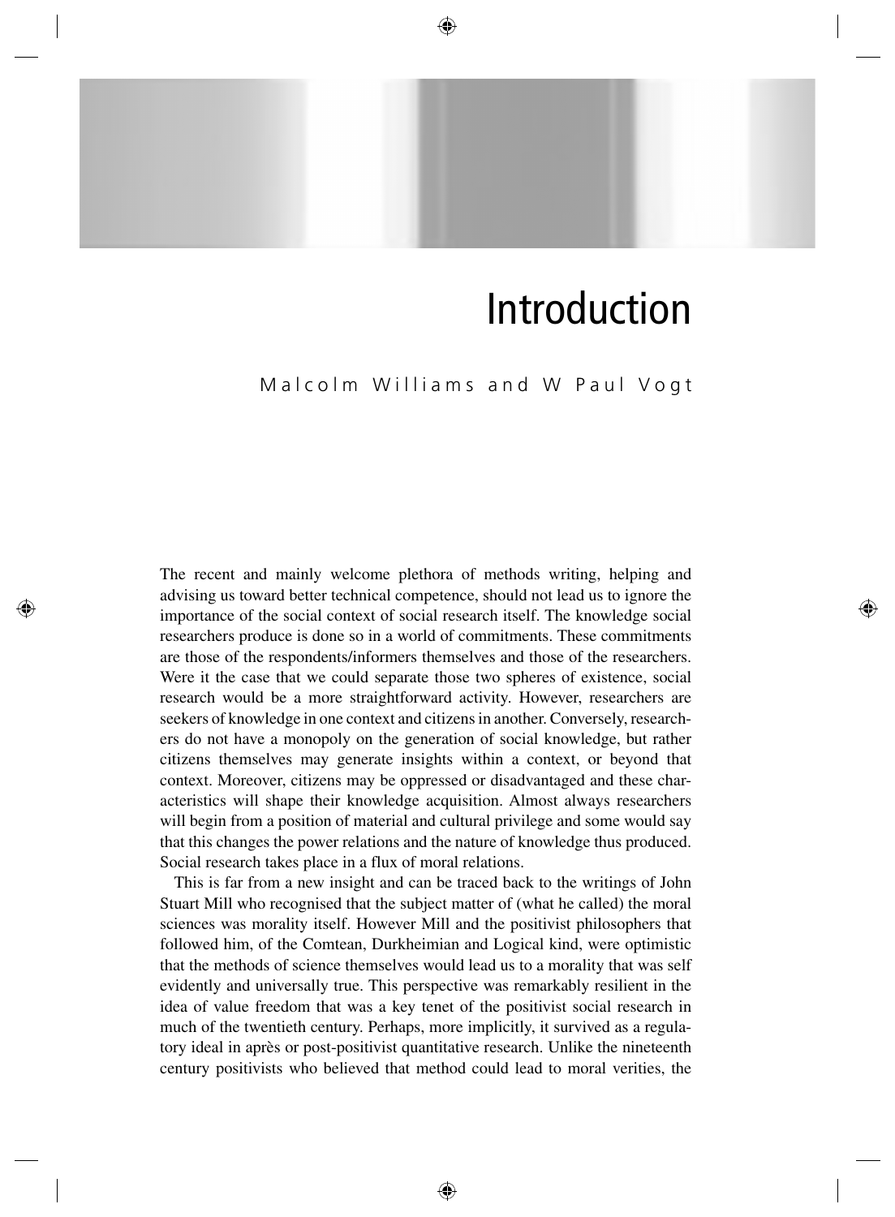# Introduction

Malcolm Williams and W Paul Vogt

The recent and mainly welcome plethora of methods writing, helping and advising us toward better technical competence, should not lead us to ignore the importance of the social context of social research itself. The knowledge social researchers produce is done so in a world of commitments. These commitments are those of the respondents/informers themselves and those of the researchers. Were it the case that we could separate those two spheres of existence, social research would be a more straightforward activity. However, researchers are seekers of knowledge in one context and citizens in another. Conversely, researchers do not have a monopoly on the generation of social knowledge, but rather citizens themselves may generate insights within a context, or beyond that context. Moreover, citizens may be oppressed or disadvantaged and these characteristics will shape their knowledge acquisition. Almost always researchers will begin from a position of material and cultural privilege and some would say that this changes the power relations and the nature of knowledge thus produced. Social research takes place in a flux of moral relations.

This is far from a new insight and can be traced back to the writings of John Stuart Mill who recognised that the subject matter of (what he called) the moral sciences was morality itself. However Mill and the positivist philosophers that followed him, of the Comtean, Durkheimian and Logical kind, were optimistic that the methods of science themselves would lead us to a morality that was self evidently and universally true. This perspective was remarkably resilient in the idea of value freedom that was a key tenet of the positivist social research in much of the twentieth century. Perhaps, more implicitly, it survived as a regulatory ideal in après or post-positivist quantitative research. Unlike the nineteenth century positivists who believed that method could lead to moral verities, the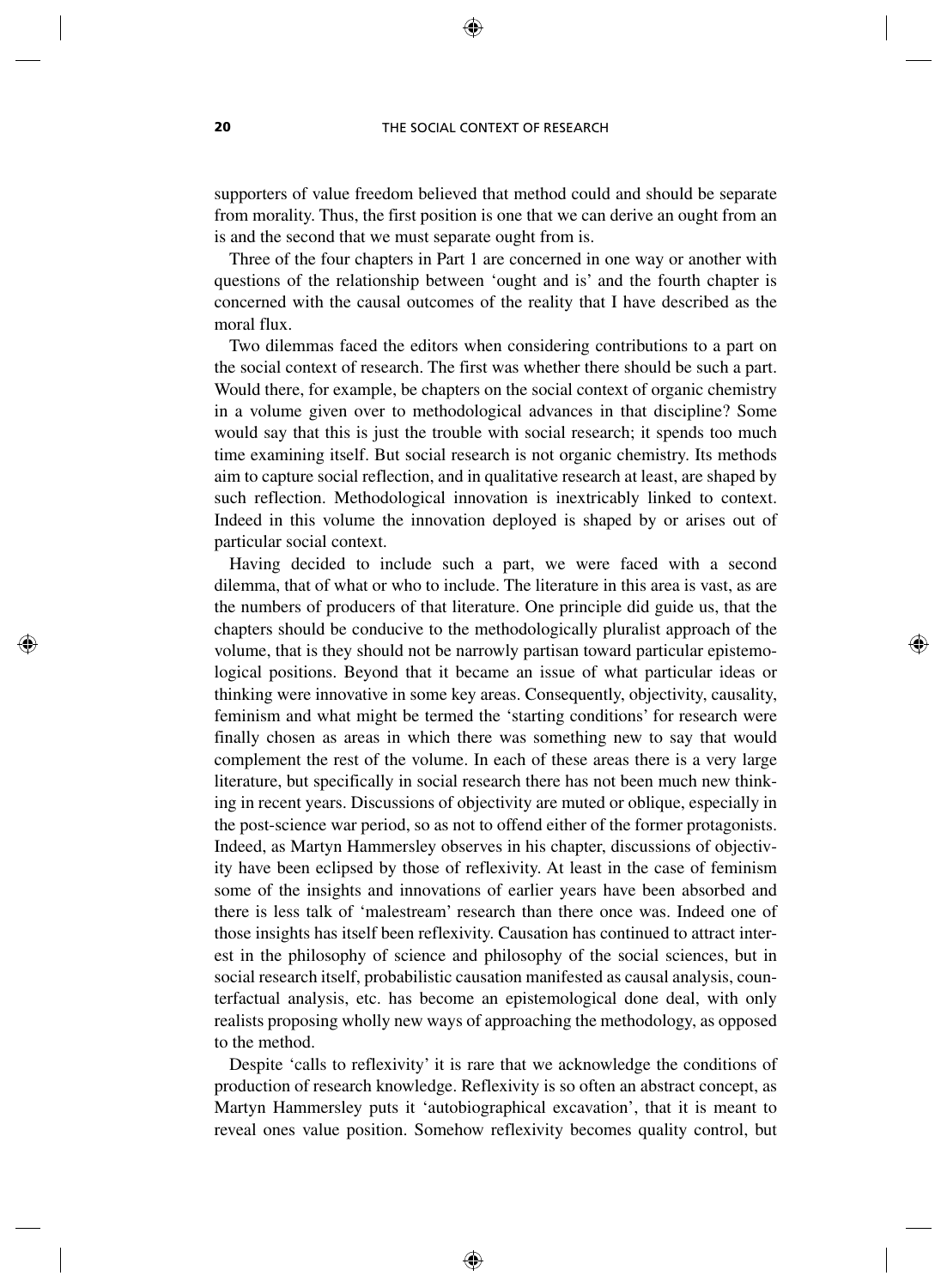supporters of value freedom believed that method could and should be separate from morality. Thus, the first position is one that we can derive an ought from an is and the second that we must separate ought from is.

Three of the four chapters in Part 1 are concerned in one way or another with questions of the relationship between 'ought and is' and the fourth chapter is concerned with the causal outcomes of the reality that I have described as the moral flux.

Two dilemmas faced the editors when considering contributions to a part on the social context of research. The first was whether there should be such a part. Would there, for example, be chapters on the social context of organic chemistry in a volume given over to methodological advances in that discipline? Some would say that this is just the trouble with social research; it spends too much time examining itself. But social research is not organic chemistry. Its methods aim to capture social reflection, and in qualitative research at least, are shaped by such reflection. Methodological innovation is inextricably linked to context. Indeed in this volume the innovation deployed is shaped by or arises out of particular social context.

Having decided to include such a part, we were faced with a second dilemma, that of what or who to include. The literature in this area is vast, as are the numbers of producers of that literature. One principle did guide us, that the chapters should be conducive to the methodologically pluralist approach of the volume, that is they should not be narrowly partisan toward particular epistemological positions. Beyond that it became an issue of what particular ideas or thinking were innovative in some key areas. Consequently, objectivity, causality, feminism and what might be termed the 'starting conditions' for research were finally chosen as areas in which there was something new to say that would complement the rest of the volume. In each of these areas there is a very large literature, but specifically in social research there has not been much new thinking in recent years. Discussions of objectivity are muted or oblique, especially in the post-science war period, so as not to offend either of the former protagonists. Indeed, as Martyn Hammersley observes in his chapter, discussions of objectivity have been eclipsed by those of reflexivity. At least in the case of feminism some of the insights and innovations of earlier years have been absorbed and there is less talk of 'malestream' research than there once was. Indeed one of those insights has itself been reflexivity. Causation has continued to attract interest in the philosophy of science and philosophy of the social sciences, but in social research itself, probabilistic causation manifested as causal analysis, counterfactual analysis, etc. has become an epistemological done deal, with only realists proposing wholly new ways of approaching the methodology, as opposed to the method.

Despite 'calls to reflexivity' it is rare that we acknowledge the conditions of production of research knowledge. Reflexivity is so often an abstract concept, as Martyn Hammersley puts it 'autobiographical excavation', that it is meant to reveal ones value position. Somehow reflexivity becomes quality control, but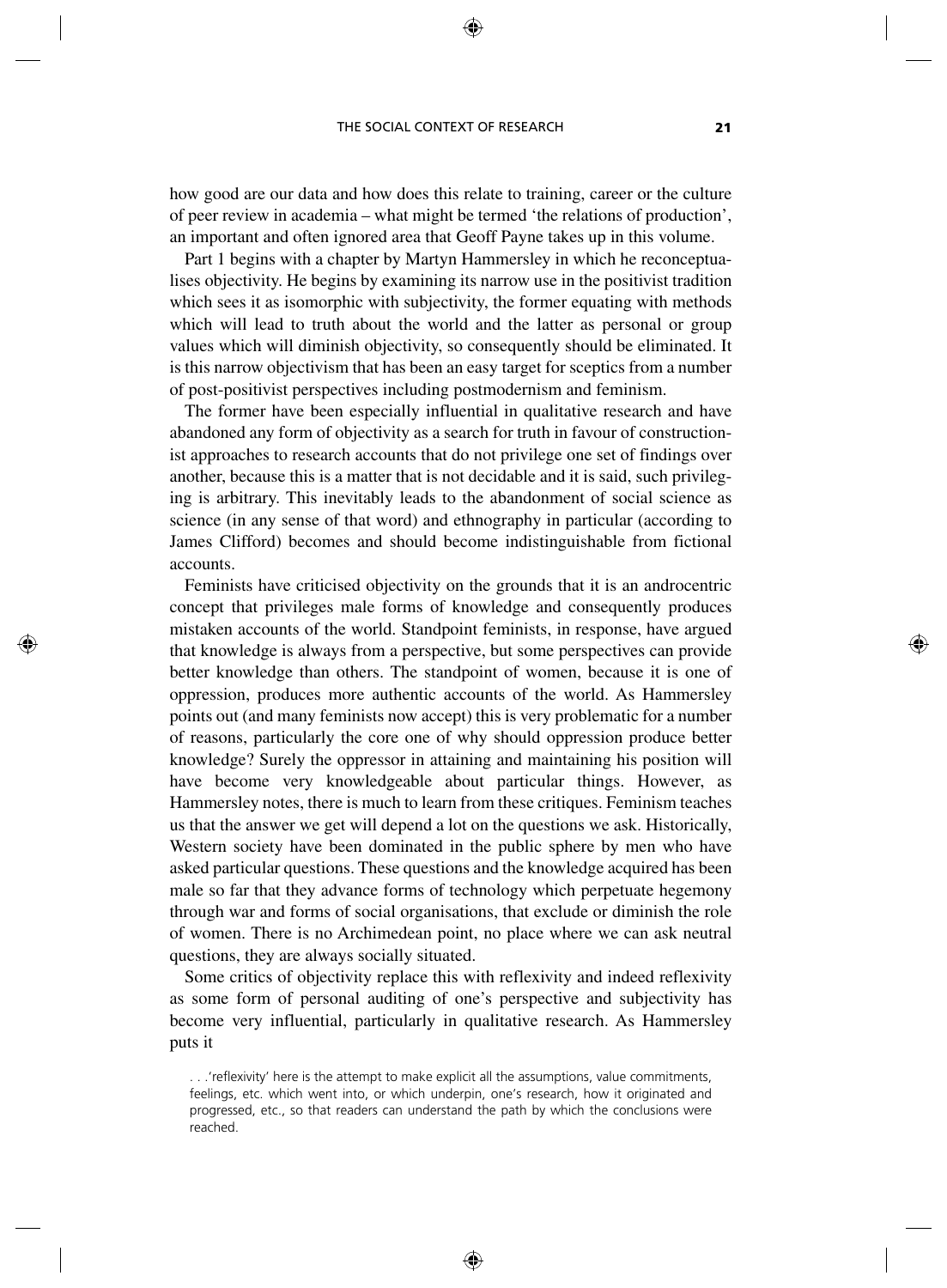how good are our data and how does this relate to training, career or the culture of peer review in academia – what might be termed 'the relations of production', an important and often ignored area that Geoff Payne takes up in this volume.

Part 1 begins with a chapter by Martyn Hammersley in which he reconceptualises objectivity. He begins by examining its narrow use in the positivist tradition which sees it as isomorphic with subjectivity, the former equating with methods which will lead to truth about the world and the latter as personal or group values which will diminish objectivity, so consequently should be eliminated. It is this narrow objectivism that has been an easy target for sceptics from a number of post-positivist perspectives including postmodernism and feminism.

The former have been especially influential in qualitative research and have abandoned any form of objectivity as a search for truth in favour of constructionist approaches to research accounts that do not privilege one set of findings over another, because this is a matter that is not decidable and it is said, such privileging is arbitrary. This inevitably leads to the abandonment of social science as science (in any sense of that word) and ethnography in particular (according to James Clifford) becomes and should become indistinguishable from fictional accounts.

Feminists have criticised objectivity on the grounds that it is an androcentric concept that privileges male forms of knowledge and consequently produces mistaken accounts of the world. Standpoint feminists, in response, have argued that knowledge is always from a perspective, but some perspectives can provide better knowledge than others. The standpoint of women, because it is one of oppression, produces more authentic accounts of the world. As Hammersley points out (and many feminists now accept) this is very problematic for a number of reasons, particularly the core one of why should oppression produce better knowledge? Surely the oppressor in attaining and maintaining his position will have become very knowledgeable about particular things. However, as Hammersley notes, there is much to learn from these critiques. Feminism teaches us that the answer we get will depend a lot on the questions we ask. Historically, Western society have been dominated in the public sphere by men who have asked particular questions. These questions and the knowledge acquired has been male so far that they advance forms of technology which perpetuate hegemony through war and forms of social organisations, that exclude or diminish the role of women. There is no Archimedean point, no place where we can ask neutral questions, they are always socially situated.

Some critics of objectivity replace this with reflexivity and indeed reflexivity as some form of personal auditing of one's perspective and subjectivity has become very influential, particularly in qualitative research. As Hammersley puts it

> . . .'reflexivity' here is the attempt to make explicit all the assumptions, value commitments, feelings, etc. which went into, or which underpin, one's research, how it originated and progressed, etc., so that readers can understand the path by which the conclusions were reached.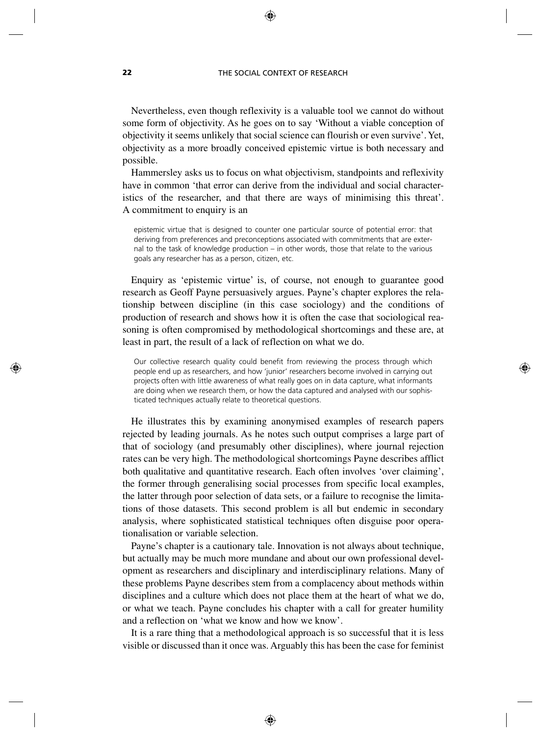Nevertheless, even though reflexivity is a valuable tool we cannot do without some form of objectivity. As he goes on to say 'Without a viable conception of objectivity it seems unlikely that social science can flourish or even survive'. Yet, objectivity as a more broadly conceived epistemic virtue is both necessary and possible.

Hammersley asks us to focus on what objectivism, standpoints and reflexivity have in common 'that error can derive from the individual and social characteristics of the researcher, and that there are ways of minimising this threat'. A commitment to enquiry is an

> epistemic virtue that is designed to counter one particular source of potential error: that deriving from preferences and preconceptions associated with commitments that are external to the task of knowledge production – in other words, those that relate to the various goals any researcher has as a person, citizen, etc.

Enquiry as 'epistemic virtue' is, of course, not enough to guarantee good research as Geoff Payne persuasively argues. Payne's chapter explores the relationship between discipline (in this case sociology) and the conditions of production of research and shows how it is often the case that sociological reasoning is often compromised by methodological shortcomings and these are, at least in part, the result of a lack of reflection on what we do.

> Our collective research quality could benefit from reviewing the process through which people end up as researchers, and how 'junior' researchers become involved in carrying out projects often with little awareness of what really goes on in data capture, what informants are doing when we research them, or how the data captured and analysed with our sophisticated techniques actually relate to theoretical questions.

He illustrates this by examining anonymised examples of research papers rejected by leading journals. As he notes such output comprises a large part of that of sociology (and presumably other disciplines), where journal rejection rates can be very high. The methodological shortcomings Payne describes afflict both qualitative and quantitative research. Each often involves 'over claiming', the former through generalising social processes from specific local examples, the latter through poor selection of data sets, or a failure to recognise the limitations of those datasets. This second problem is all but endemic in secondary analysis, where sophisticated statistical techniques often disguise poor operationalisation or variable selection.

Payne's chapter is a cautionary tale. Innovation is not always about technique, but actually may be much more mundane and about our own professional development as researchers and disciplinary and interdisciplinary relations. Many of these problems Payne describes stem from a complacency about methods within disciplines and a culture which does not place them at the heart of what we do, or what we teach. Payne concludes his chapter with a call for greater humility and a reflection on 'what we know and how we know'.

It is a rare thing that a methodological approach is so successful that it is less visible or discussed than it once was. Arguably this has been the case for feminist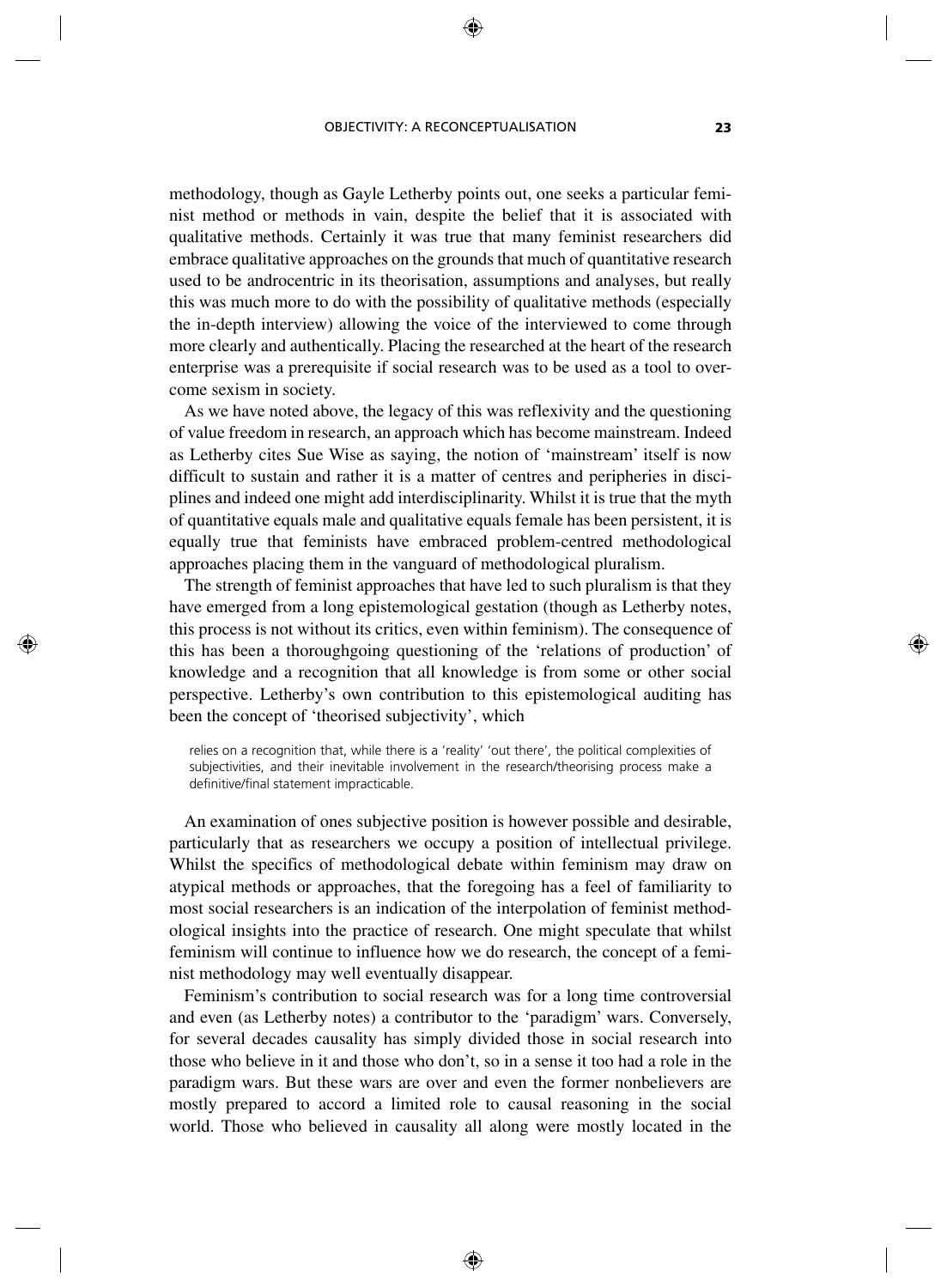methodology, though as Gayle Letherby points out, one seeks a particular feminist method or methods in vain, despite the belief that it is associated with qualitative methods. Certainly it was true that many feminist researchers did embrace qualitative approaches on the grounds that much of quantitative research used to be androcentric in its theorisation, assumptions and analyses, but really this was much more to do with the possibility of qualitative methods (especially the in-depth interview) allowing the voice of the interviewed to come through more clearly and authentically. Placing the researched at the heart of the research enterprise was a prerequisite if social research was to be used as a tool to overcome sexism in society.

As we have noted above, the legacy of this was reflexivity and the questioning of value freedom in research, an approach which has become mainstream. Indeed as Letherby cites Sue Wise as saying, the notion of 'mainstream' itself is now difficult to sustain and rather it is a matter of centres and peripheries in disciplines and indeed one might add interdisciplinarity. Whilst it is true that the myth of quantitative equals male and qualitative equals female has been persistent, it is equally true that feminists have embraced problem-centred methodological approaches placing them in the vanguard of methodological pluralism.

The strength of feminist approaches that have led to such pluralism is that they have emerged from a long epistemological gestation (though as Letherby notes, this process is not without its critics, even within feminism). The consequence of this has been a thoroughgoing questioning of the 'relations of production' of knowledge and a recognition that all knowledge is from some or other social perspective. Letherby's own contribution to this epistemological auditing has been the concept of 'theorised subjectivity', which

> relies on a recognition that, while there is a 'reality' 'out there', the political complexities of subjectivities, and their inevitable involvement in the research/theorising process make a definitive/final statement impracticable.

An examination of ones subjective position is however possible and desirable, particularly that as researchers we occupy a position of intellectual privilege. Whilst the specifics of methodological debate within feminism may draw on atypical methods or approaches, that the foregoing has a feel of familiarity to most social researchers is an indication of the interpolation of feminist methodological insights into the practice of research. One might speculate that whilst feminism will continue to influence how we do research, the concept of a feminist methodology may well eventually disappear.

Feminism's contribution to social research was for a long time controversial and even (as Letherby notes) a contributor to the 'paradigm' wars. Conversely, for several decades causality has simply divided those in social research into those who believe in it and those who don't, so in a sense it too had a role in the paradigm wars. But these wars are over and even the former nonbelievers are mostly prepared to accord a limited role to causal reasoning in the social world. Those who believed in causality all along were mostly located in the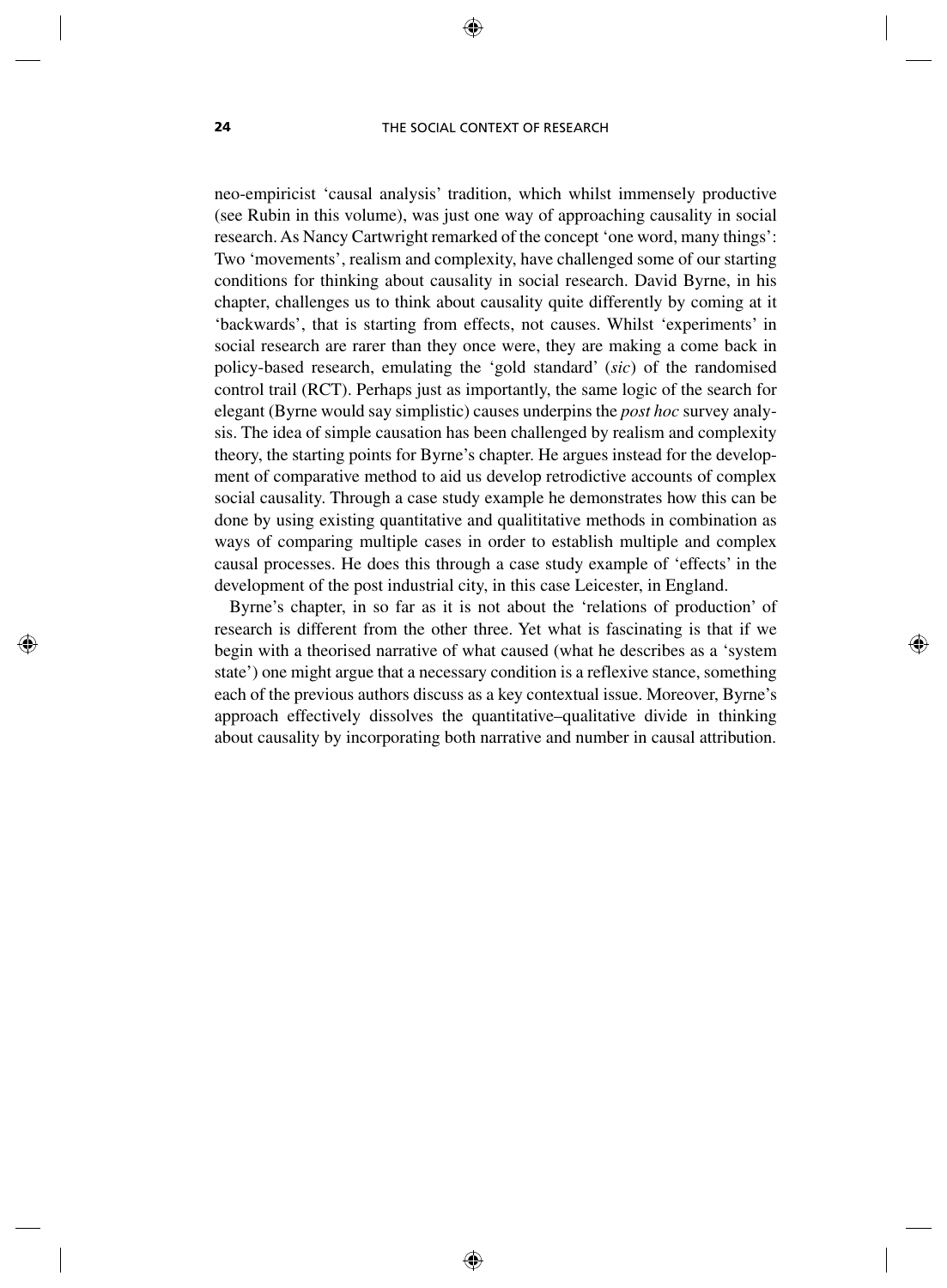neo-empiricist 'causal analysis' tradition, which whilst immensely productive (see Rubin in this volume), was just one way of approaching causality in social research. As Nancy Cartwright remarked of the concept 'one word, many things': Two 'movements', realism and complexity, have challenged some of our starting conditions for thinking about causality in social research. David Byrne, in his chapter, challenges us to think about causality quite differently by coming at it 'backwards', that is starting from effects, not causes. Whilst 'experiments' in social research are rarer than they once were, they are making a come back in policy-based research, emulating the 'gold standard' (*sic*) of the randomised control trail (RCT). Perhaps just as importantly, the same logic of the search for elegant (Byrne would say simplistic) causes underpins the *post hoc* survey analysis. The idea of simple causation has been challenged by realism and complexity theory, the starting points for Byrne's chapter. He argues instead for the development of comparative method to aid us develop retrodictive accounts of complex social causality. Through a case study example he demonstrates how this can be done by using existing quantitative and qualititative methods in combination as ways of comparing multiple cases in order to establish multiple and complex causal processes. He does this through a case study example of 'effects' in the development of the post industrial city, in this case Leicester, in England.

Byrne's chapter, in so far as it is not about the 'relations of production' of research is different from the other three. Yet what is fascinating is that if we begin with a theorised narrative of what caused (what he describes as a 'system state') one might argue that a necessary condition is a reflexive stance, something each of the previous authors discuss as a key contextual issue. Moreover, Byrne's approach effectively dissolves the quantitative–qualitative divide in thinking about causality by incorporating both narrative and number in causal attribution.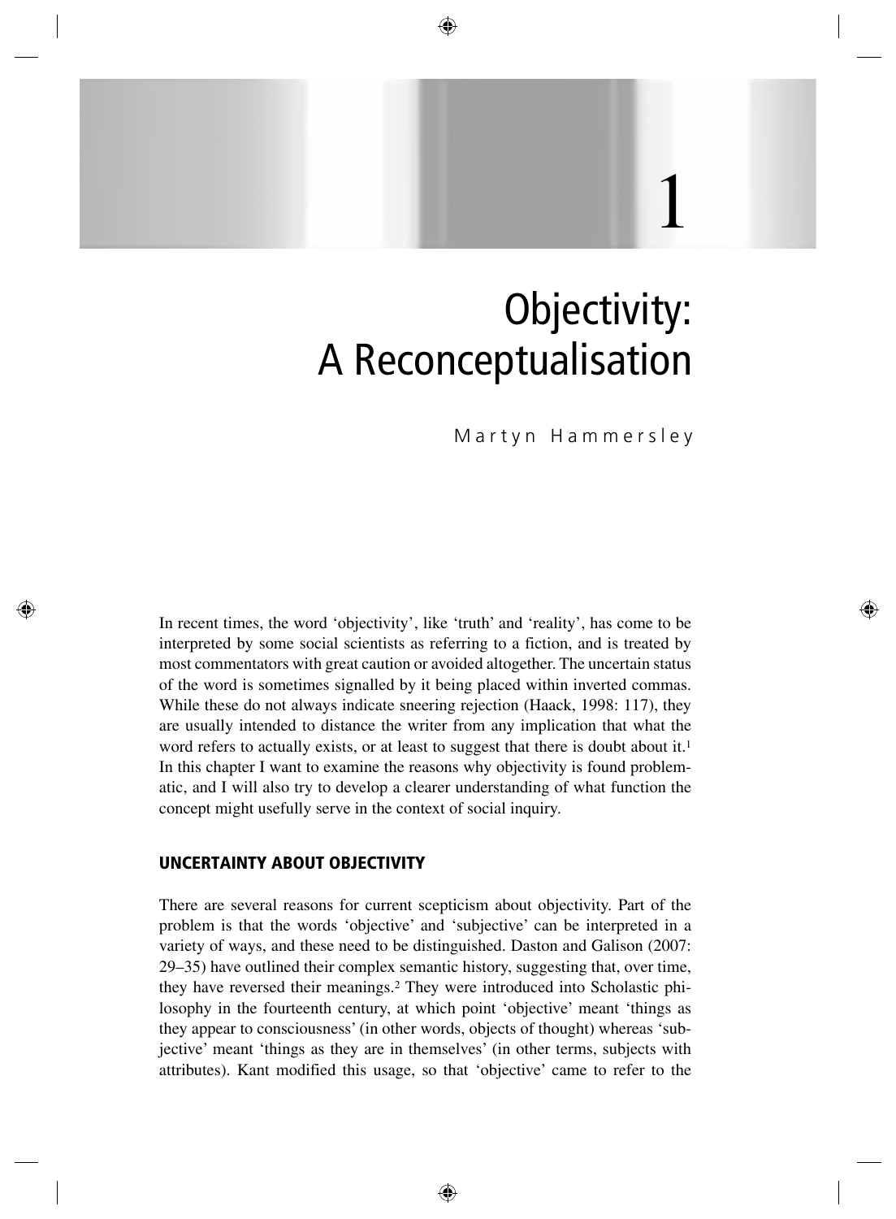# 1

# Objectivity: A Reconceptualisation

Martyn Hammersley

In recent times, the word 'objectivity', like 'truth' and 'reality', has come to be interpreted by some social scientists as referring to a fiction, and is treated by most commentators with great caution or avoided altogether. The uncertain status of the word is sometimes signalled by it being placed within inverted commas. While these do not always indicate sneering rejection (Haack, 1998: 117), they are usually intended to distance the writer from any implication that what the word refers to actually exists, or at least to suggest that there is doubt about it.[1] In this chapter I want to examine the reasons why objectivity is found problematic, and I will also try to develop a clearer understanding of what function the concept might usefully serve in the context of social inquiry.

## UNCERTAINTY ABOUT OBJECTIVITY

There are several reasons for current scepticism about objectivity. Part of the problem is that the words 'objective' and 'subjective' can be interpreted in a variety of ways, and these need to be distinguished. Daston and Galison (2007: 29–35) have outlined their complex semantic history, suggesting that, over time, they have reversed their meanings.[2] They were introduced into Scholastic philosophy in the fourteenth century, at which point 'objective' meant 'things as they appear to consciousness' (in other words, objects of thought) whereas 'subjective' meant 'things as they are in themselves' (in other terms, subjects with attributes). Kant modified this usage, so that 'objective' came to refer to the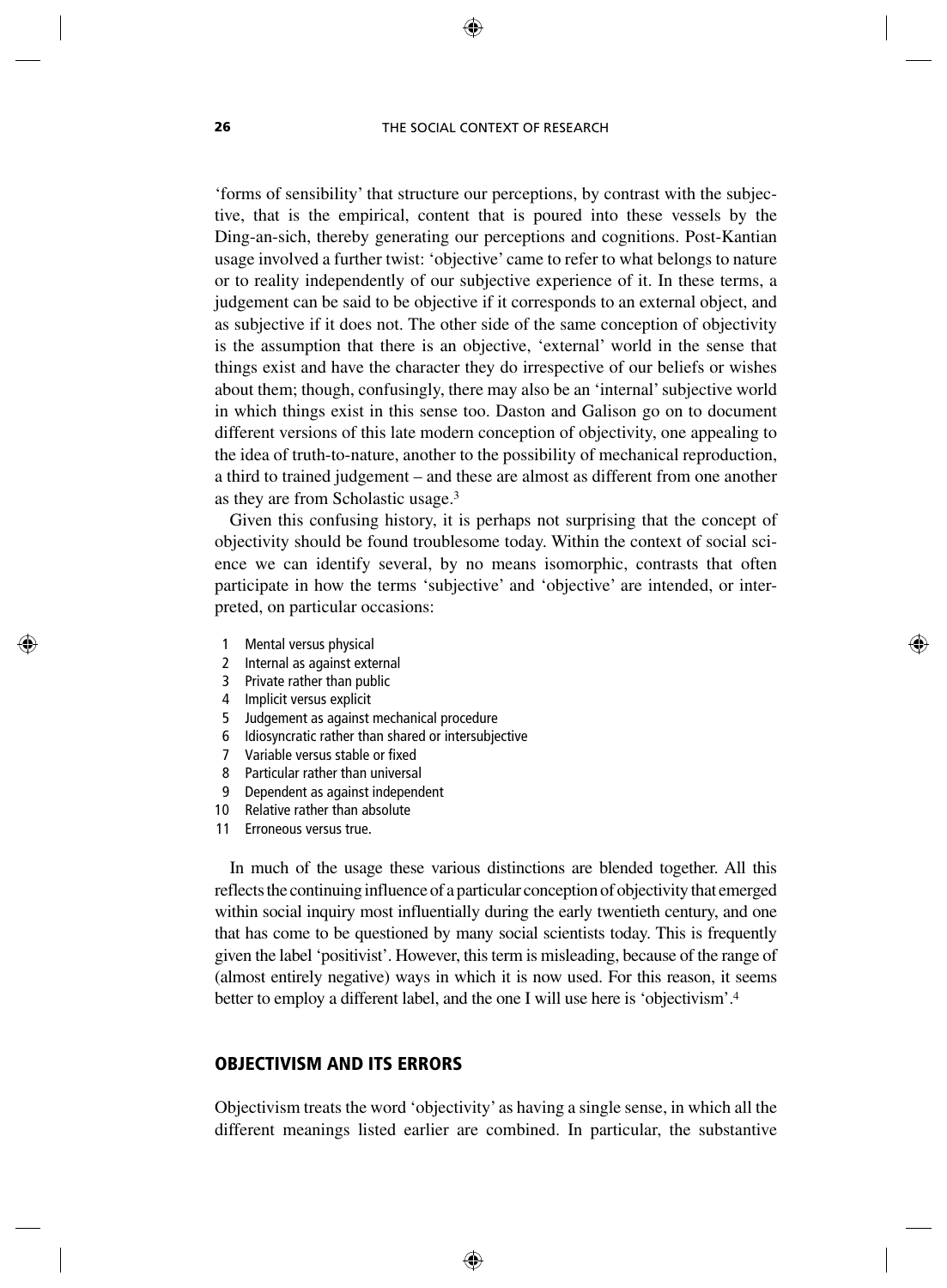'forms of sensibility' that structure our perceptions, by contrast with the subjective, that is the empirical, content that is poured into these vessels by the Ding-an-sich, thereby generating our perceptions and cognitions. Post-Kantian usage involved a further twist: 'objective' came to refer to what belongs to nature or to reality independently of our subjective experience of it. In these terms, a judgement can be said to be objective if it corresponds to an external object, and as subjective if it does not. The other side of the same conception of objectivity is the assumption that there is an objective, 'external' world in the sense that things exist and have the character they do irrespective of our beliefs or wishes about them; though, confusingly, there may also be an 'internal' subjective world in which things exist in this sense too. Daston and Galison go on to document different versions of this late modern conception of objectivity, one appealing to the idea of truth-to-nature, another to the possibility of mechanical reproduction, a third to trained judgement – and these are almost as different from one another as they are from Scholastic usage.[3]

Given this confusing history, it is perhaps not surprising that the concept of objectivity should be found troublesome today. Within the context of social science we can identify several, by no means isomorphic, contrasts that often participate in how the terms 'subjective' and 'objective' are intended, or interpreted, on particular occasions:

1. Mental versus physical
2. Internal as against external
3. Private rather than public
4. Implicit versus explicit
5. Judgement as against mechanical procedure
6. Idiosyncratic rather than shared or intersubjective
7. Variable versus stable or fixed
8. Particular rather than universal
9. Dependent as against independent
10. Relative rather than absolute
11. Erroneous versus true.

In much of the usage these various distinctions are blended together. All this reflects the continuing influence of a particular conception of objectivity that emerged within social inquiry most influentially during the early twentieth century, and one that has come to be questioned by many social scientists today. This is frequently given the label 'positivist'. However, this term is misleading, because of the range of (almost entirely negative) ways in which it is now used. For this reason, it seems better to employ a different label, and the one I will use here is 'objectivism'.[4]

## OBJECTIVISM AND ITS ERRORS

Objectivism treats the word 'objectivity' as having a single sense, in which all the different meanings listed earlier are combined. In particular, the substantive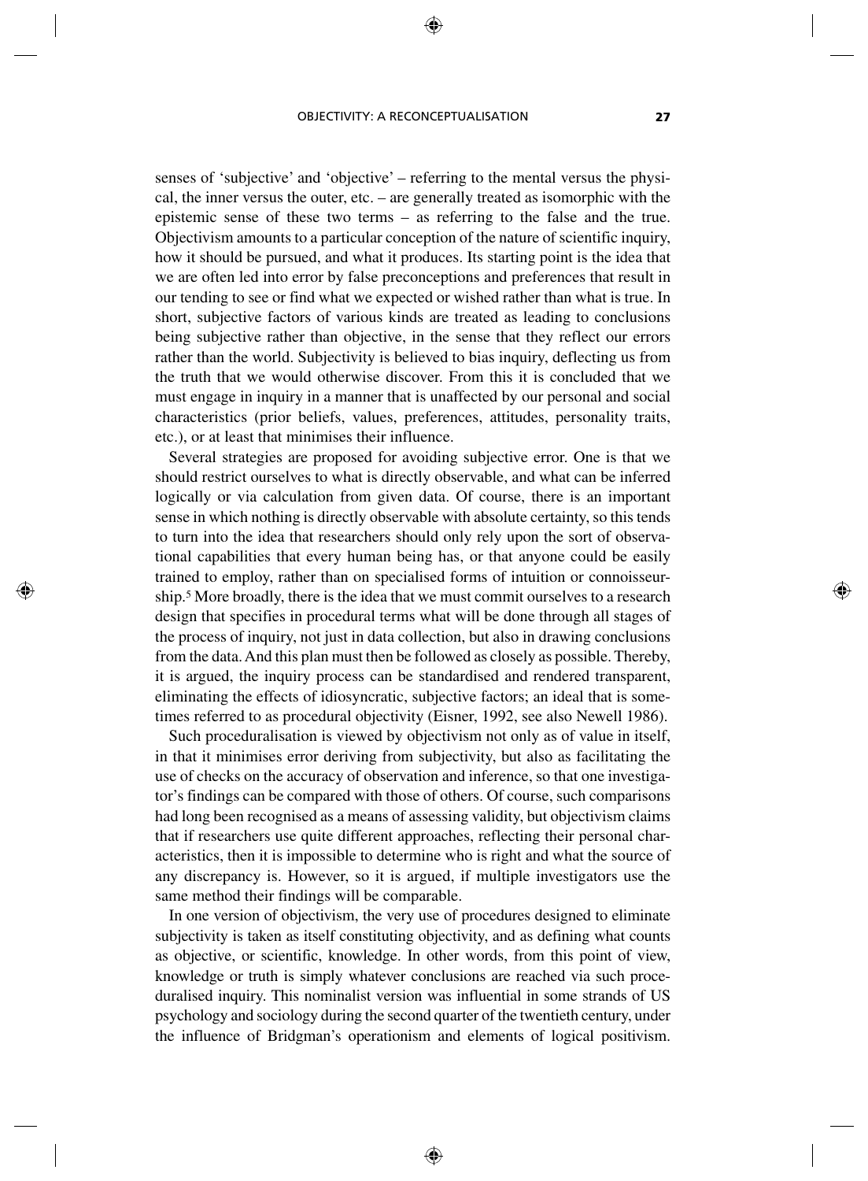senses of 'subjective' and 'objective' – referring to the mental versus the physical, the inner versus the outer, etc. – are generally treated as isomorphic with the epistemic sense of these two terms – as referring to the false and the true. Objectivism amounts to a particular conception of the nature of scientific inquiry, how it should be pursued, and what it produces. Its starting point is the idea that we are often led into error by false preconceptions and preferences that result in our tending to see or find what we expected or wished rather than what is true. In short, subjective factors of various kinds are treated as leading to conclusions being subjective rather than objective, in the sense that they reflect our errors rather than the world. Subjectivity is believed to bias inquiry, deflecting us from the truth that we would otherwise discover. From this it is concluded that we must engage in inquiry in a manner that is unaffected by our personal and social characteristics (prior beliefs, values, preferences, attitudes, personality traits, etc.), or at least that minimises their influence.

Several strategies are proposed for avoiding subjective error. One is that we should restrict ourselves to what is directly observable, and what can be inferred logically or via calculation from given data. Of course, there is an important sense in which nothing is directly observable with absolute certainty, so this tends to turn into the idea that researchers should only rely upon the sort of observational capabilities that every human being has, or that anyone could be easily trained to employ, rather than on specialised forms of intuition or connoisseurship.[5] More broadly, there is the idea that we must commit ourselves to a research design that specifies in procedural terms what will be done through all stages of the process of inquiry, not just in data collection, but also in drawing conclusions from the data. And this plan must then be followed as closely as possible. Thereby, it is argued, the inquiry process can be standardised and rendered transparent, eliminating the effects of idiosyncratic, subjective factors; an ideal that is sometimes referred to as procedural objectivity (Eisner, 1992, see also Newell 1986).

Such proceduralisation is viewed by objectivism not only as of value in itself, in that it minimises error deriving from subjectivity, but also as facilitating the use of checks on the accuracy of observation and inference, so that one investigator's findings can be compared with those of others. Of course, such comparisons had long been recognised as a means of assessing validity, but objectivism claims that if researchers use quite different approaches, reflecting their personal characteristics, then it is impossible to determine who is right and what the source of any discrepancy is. However, so it is argued, if multiple investigators use the same method their findings will be comparable.

In one version of objectivism, the very use of procedures designed to eliminate subjectivity is taken as itself constituting objectivity, and as defining what counts as objective, or scientific, knowledge. In other words, from this point of view, knowledge or truth is simply whatever conclusions are reached via such proceduralised inquiry. This nominalist version was influential in some strands of US psychology and sociology during the second quarter of the twentieth century, under the influence of Bridgman's operationism and elements of logical positivism.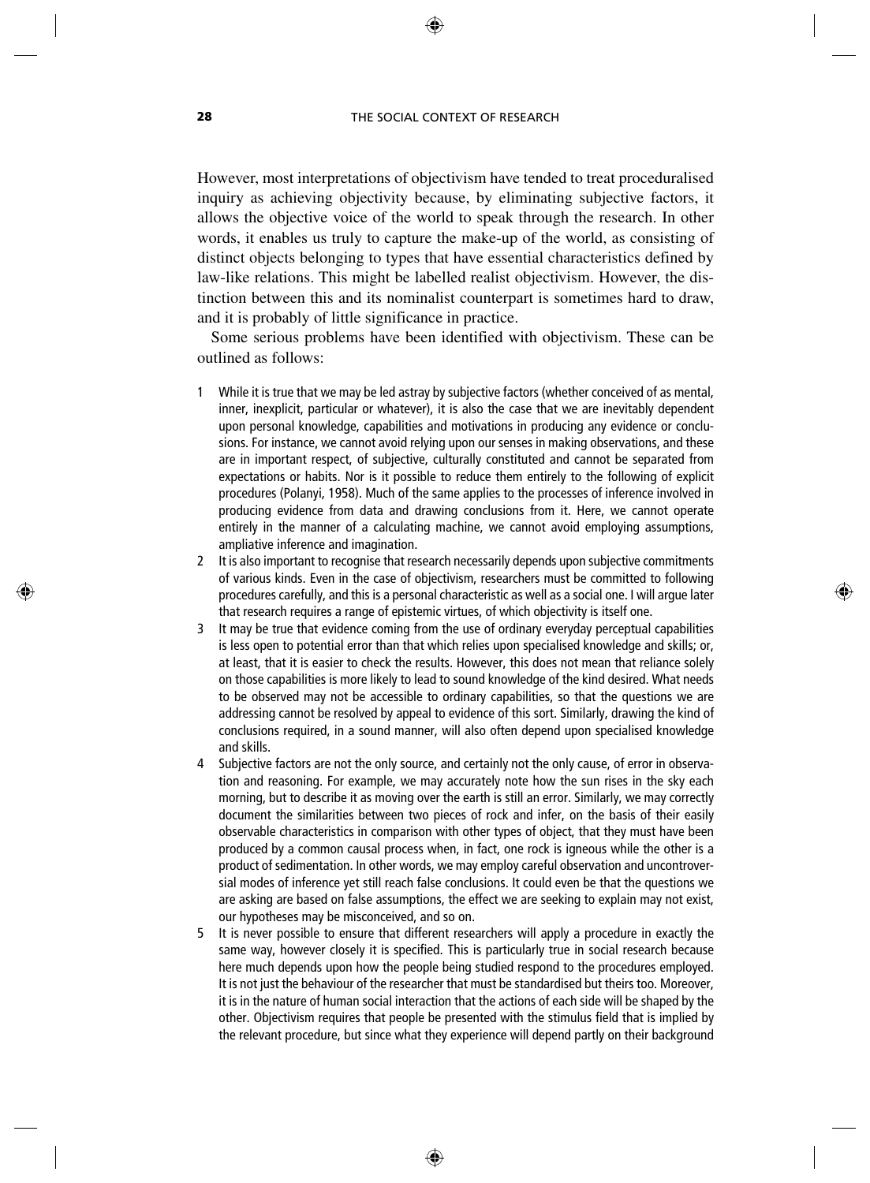However, most interpretations of objectivism have tended to treat proceduralised inquiry as achieving objectivity because, by eliminating subjective factors, it allows the objective voice of the world to speak through the research. In other words, it enables us truly to capture the make-up of the world, as consisting of distinct objects belonging to types that have essential characteristics defined by law-like relations. This might be labelled realist objectivism. However, the distinction between this and its nominalist counterpart is sometimes hard to draw, and it is probably of little significance in practice.

Some serious problems have been identified with objectivism. These can be outlined as follows:

1. While it is true that we may be led astray by subjective factors (whether conceived of as mental, inner, inexplicit, particular or whatever), it is also the case that we are inevitably dependent upon personal knowledge, capabilities and motivations in producing any evidence or conclusions. For instance, we cannot avoid relying upon our senses in making observations, and these are in important respect, of subjective, culturally constituted and cannot be separated from expectations or habits. Nor is it possible to reduce them entirely to the following of explicit procedures (Polanyi, 1958). Much of the same applies to the processes of inference involved in producing evidence from data and drawing conclusions from it. Here, we cannot operate entirely in the manner of a calculating machine, we cannot avoid employing assumptions, ampliative inference and imagination.
2. It is also important to recognise that research necessarily depends upon subjective commitments of various kinds. Even in the case of objectivism, researchers must be committed to following procedures carefully, and this is a personal characteristic as well as a social one. I will argue later that research requires a range of epistemic virtues, of which objectivity is itself one.
3. It may be true that evidence coming from the use of ordinary everyday perceptual capabilities is less open to potential error than that which relies upon specialised knowledge and skills; or, at least, that it is easier to check the results. However, this does not mean that reliance solely on those capabilities is more likely to lead to sound knowledge of the kind desired. What needs to be observed may not be accessible to ordinary capabilities, so that the questions we are addressing cannot be resolved by appeal to evidence of this sort. Similarly, drawing the kind of conclusions required, in a sound manner, will also often depend upon specialised knowledge and skills.
4. Subjective factors are not the only source, and certainly not the only cause, of error in observation and reasoning. For example, we may accurately note how the sun rises in the sky each morning, but to describe it as moving over the earth is still an error. Similarly, we may correctly document the similarities between two pieces of rock and infer, on the basis of their easily observable characteristics in comparison with other types of object, that they must have been produced by a common causal process when, in fact, one rock is igneous while the other is a product of sedimentation. In other words, we may employ careful observation and uncontroversial modes of inference yet still reach false conclusions. It could even be that the questions we are asking are based on false assumptions, the effect we are seeking to explain may not exist, our hypotheses may be misconceived, and so on.
5. It is never possible to ensure that different researchers will apply a procedure in exactly the same way, however closely it is specified. This is particularly true in social research because here much depends upon how the people being studied respond to the procedures employed. It is not just the behaviour of the researcher that must be standardised but theirs too. Moreover, it is in the nature of human social interaction that the actions of each side will be shaped by the other. Objectivism requires that people be presented with the stimulus field that is implied by the relevant procedure, but since what they experience will depend partly on their background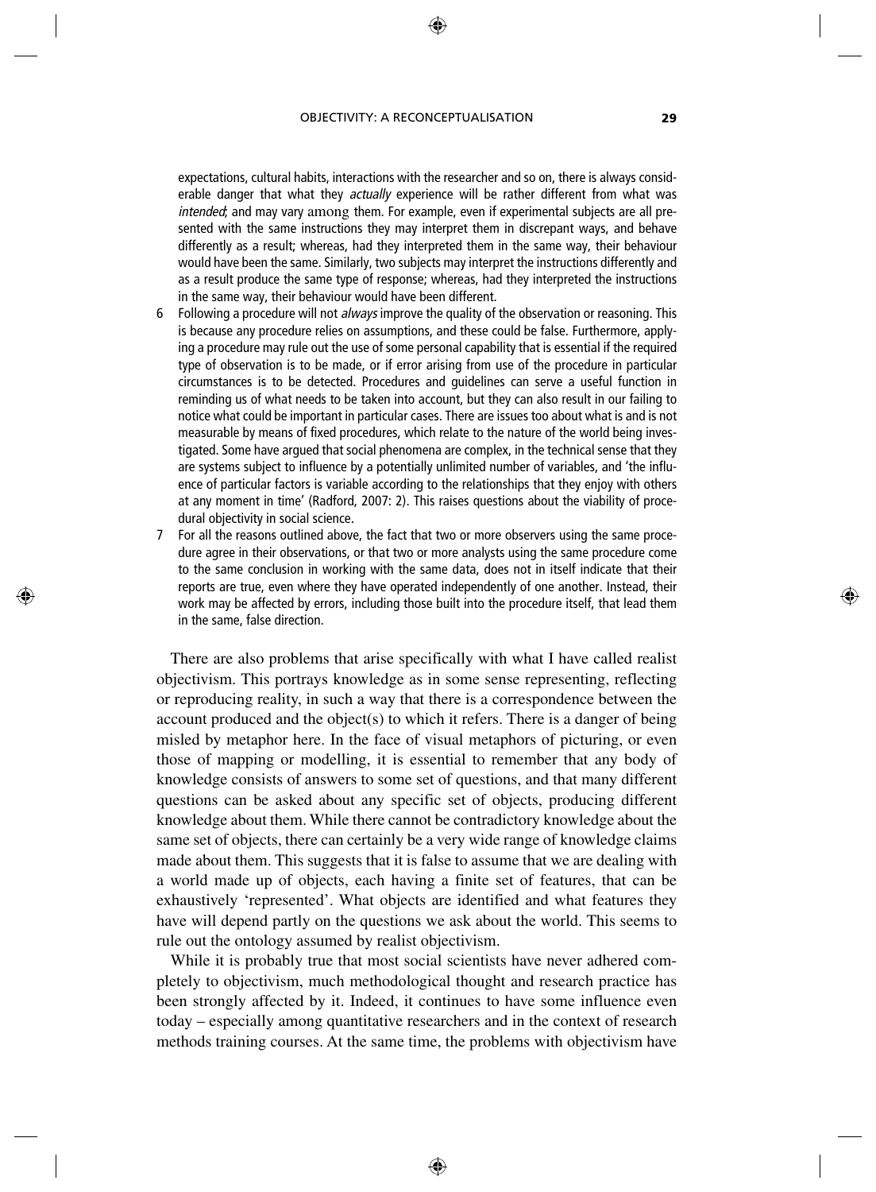expectations, cultural habits, interactions with the researcher and so on, there is always considerable danger that what they *actually* experience will be rather different from what was *intended*; and may vary among them. For example, even if experimental subjects are all presented with the same instructions they may interpret them in discrepant ways, and behave differently as a result; whereas, had they interpreted them in the same way, their behaviour would have been the same. Similarly, two subjects may interpret the instructions differently and as a result produce the same type of response; whereas, had they interpreted the instructions in the same way, their behaviour would have been different.

6 Following a procedure will not *always* improve the quality of the observation or reasoning. This is because any procedure relies on assumptions, and these could be false. Furthermore, applying a procedure may rule out the use of some personal capability that is essential if the required type of observation is to be made, or if error arising from use of the procedure in particular circumstances is to be detected. Procedures and guidelines can serve a useful function in reminding us of what needs to be taken into account, but they can also result in our failing to notice what could be important in particular cases. There are issues too about what is and is not measurable by means of fixed procedures, which relate to the nature of the world being investigated. Some have argued that social phenomena are complex, in the technical sense that they are systems subject to influence by a potentially unlimited number of variables, and 'the influence of particular factors is variable according to the relationships that they enjoy with others at any moment in time' (Radford, 2007: 2). This raises questions about the viability of procedural objectivity in social science.

7 For all the reasons outlined above, the fact that two or more observers using the same procedure agree in their observations, or that two or more analysts using the same procedure come to the same conclusion in working with the same data, does not in itself indicate that their reports are true, even where they have operated independently of one another. Instead, their work may be affected by errors, including those built into the procedure itself, that lead them in the same, false direction.

There are also problems that arise specifically with what I have called realist objectivism. This portrays knowledge as in some sense representing, reflecting or reproducing reality, in such a way that there is a correspondence between the account produced and the object(s) to which it refers. There is a danger of being misled by metaphor here. In the face of visual metaphors of picturing, or even those of mapping or modelling, it is essential to remember that any body of knowledge consists of answers to some set of questions, and that many different questions can be asked about any specific set of objects, producing different knowledge about them. While there cannot be contradictory knowledge about the same set of objects, there can certainly be a very wide range of knowledge claims made about them. This suggests that it is false to assume that we are dealing with a world made up of objects, each having a finite set of features, that can be exhaustively 'represented'. What objects are identified and what features they have will depend partly on the questions we ask about the world. This seems to rule out the ontology assumed by realist objectivism.

While it is probably true that most social scientists have never adhered completely to objectivism, much methodological thought and research practice has been strongly affected by it. Indeed, it continues to have some influence even today – especially among quantitative researchers and in the context of research methods training courses. At the same time, the problems with objectivism have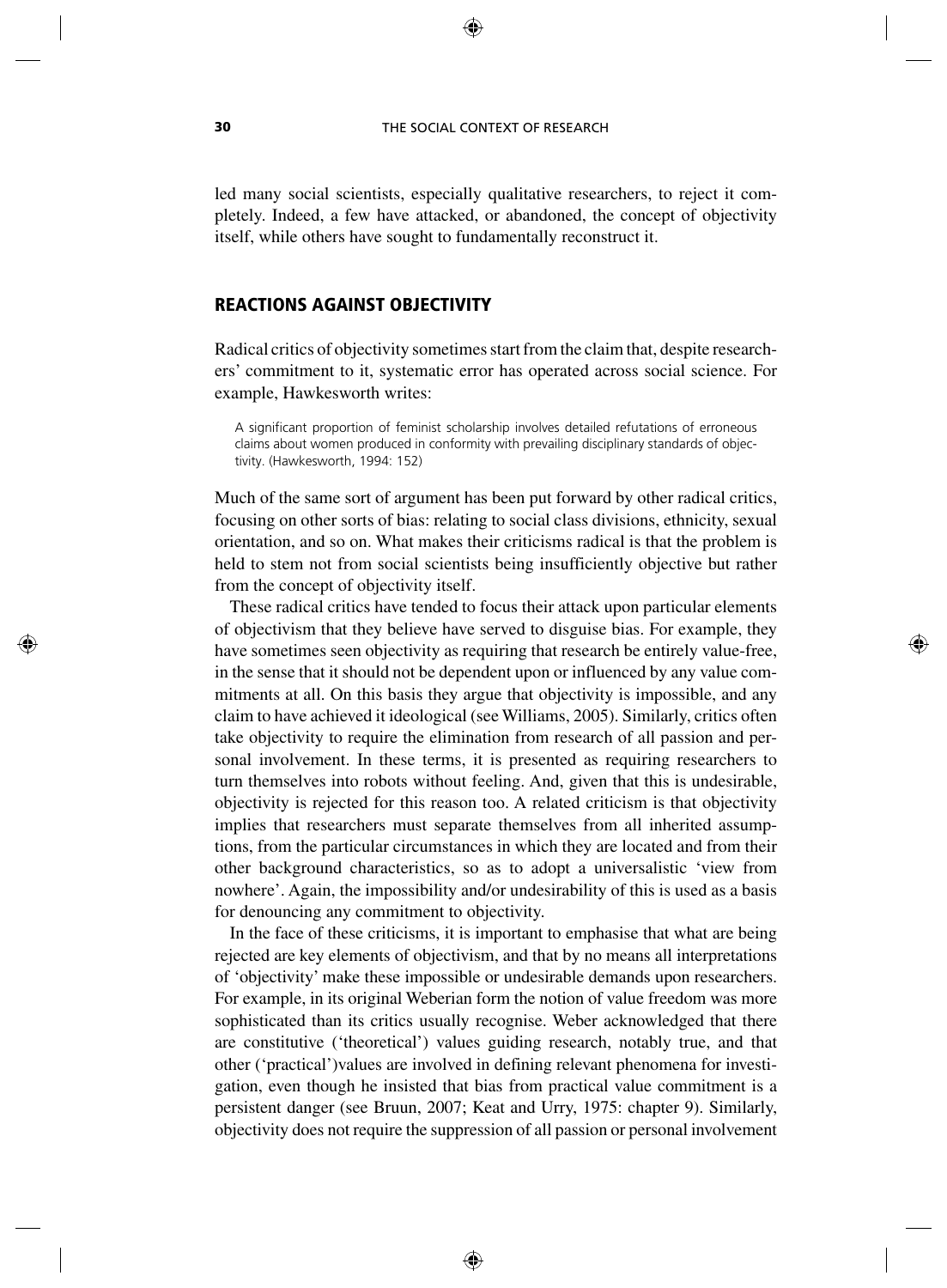led many social scientists, especially qualitative researchers, to reject it completely. Indeed, a few have attacked, or abandoned, the concept of objectivity itself, while others have sought to fundamentally reconstruct it.

## REACTIONS AGAINST OBJECTIVITY

Radical critics of objectivity sometimes start from the claim that, despite researchers' commitment to it, systematic error has operated across social science. For example, Hawkesworth writes:

> A significant proportion of feminist scholarship involves detailed refutations of erroneous claims about women produced in conformity with prevailing disciplinary standards of objectivity. (Hawkesworth, 1994: 152)

Much of the same sort of argument has been put forward by other radical critics, focusing on other sorts of bias: relating to social class divisions, ethnicity, sexual orientation, and so on. What makes their criticisms radical is that the problem is held to stem not from social scientists being insufficiently objective but rather from the concept of objectivity itself.

These radical critics have tended to focus their attack upon particular elements of objectivism that they believe have served to disguise bias. For example, they have sometimes seen objectivity as requiring that research be entirely value-free, in the sense that it should not be dependent upon or influenced by any value commitments at all. On this basis they argue that objectivity is impossible, and any claim to have achieved it ideological (see Williams, 2005). Similarly, critics often take objectivity to require the elimination from research of all passion and personal involvement. In these terms, it is presented as requiring researchers to turn themselves into robots without feeling. And, given that this is undesirable, objectivity is rejected for this reason too. A related criticism is that objectivity implies that researchers must separate themselves from all inherited assumptions, from the particular circumstances in which they are located and from their other background characteristics, so as to adopt a universalistic 'view from nowhere'. Again, the impossibility and/or undesirability of this is used as a basis for denouncing any commitment to objectivity.

In the face of these criticisms, it is important to emphasise that what are being rejected are key elements of objectivism, and that by no means all interpretations of 'objectivity' make these impossible or undesirable demands upon researchers. For example, in its original Weberian form the notion of value freedom was more sophisticated than its critics usually recognise. Weber acknowledged that there are constitutive ('theoretical') values guiding research, notably true, and that other ('practical')values are involved in defining relevant phenomena for investigation, even though he insisted that bias from practical value commitment is a persistent danger (see Bruun, 2007; Keat and Urry, 1975: chapter 9). Similarly, objectivity does not require the suppression of all passion or personal involvement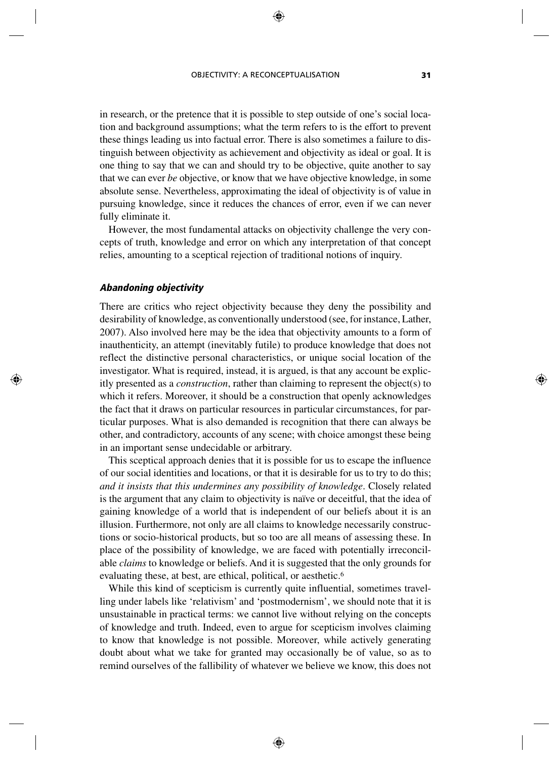in research, or the pretence that it is possible to step outside of one's social location and background assumptions; what the term refers to is the effort to prevent these things leading us into factual error. There is also sometimes a failure to distinguish between objectivity as achievement and objectivity as ideal or goal. It is one thing to say that we can and should try to be objective, quite another to say that we can ever *be* objective, or know that we have objective knowledge, in some absolute sense. Nevertheless, approximating the ideal of objectivity is of value in pursuing knowledge, since it reduces the chances of error, even if we can never fully eliminate it.

However, the most fundamental attacks on objectivity challenge the very concepts of truth, knowledge and error on which any interpretation of that concept relies, amounting to a sceptical rejection of traditional notions of inquiry.

### *Abandoning objectivity*

There are critics who reject objectivity because they deny the possibility and desirability of knowledge, as conventionally understood (see, for instance, Lather, 2007). Also involved here may be the idea that objectivity amounts to a form of inauthenticity, an attempt (inevitably futile) to produce knowledge that does not reflect the distinctive personal characteristics, or unique social location of the investigator. What is required, instead, it is argued, is that any account be explicitly presented as a *construction*, rather than claiming to represent the object(s) to which it refers. Moreover, it should be a construction that openly acknowledges the fact that it draws on particular resources in particular circumstances, for particular purposes. What is also demanded is recognition that there can always be other, and contradictory, accounts of any scene; with choice amongst these being in an important sense undecidable or arbitrary.

This sceptical approach denies that it is possible for us to escape the influence of our social identities and locations, or that it is desirable for us to try to do this; *and it insists that this undermines any possibility of knowledge*. Closely related is the argument that any claim to objectivity is naïve or deceitful, that the idea of gaining knowledge of a world that is independent of our beliefs about it is an illusion. Furthermore, not only are all claims to knowledge necessarily constructions or socio-historical products, but so too are all means of assessing these. In place of the possibility of knowledge, we are faced with potentially irreconcilable *claims* to knowledge or beliefs. And it is suggested that the only grounds for evaluating these, at best, are ethical, political, or aesthetic.[6]

While this kind of scepticism is currently quite influential, sometimes travelling under labels like 'relativism' and 'postmodernism', we should note that it is unsustainable in practical terms: we cannot live without relying on the concepts of knowledge and truth. Indeed, even to argue for scepticism involves claiming to know that knowledge is not possible. Moreover, while actively generating doubt about what we take for granted may occasionally be of value, so as to remind ourselves of the fallibility of whatever we believe we know, this does not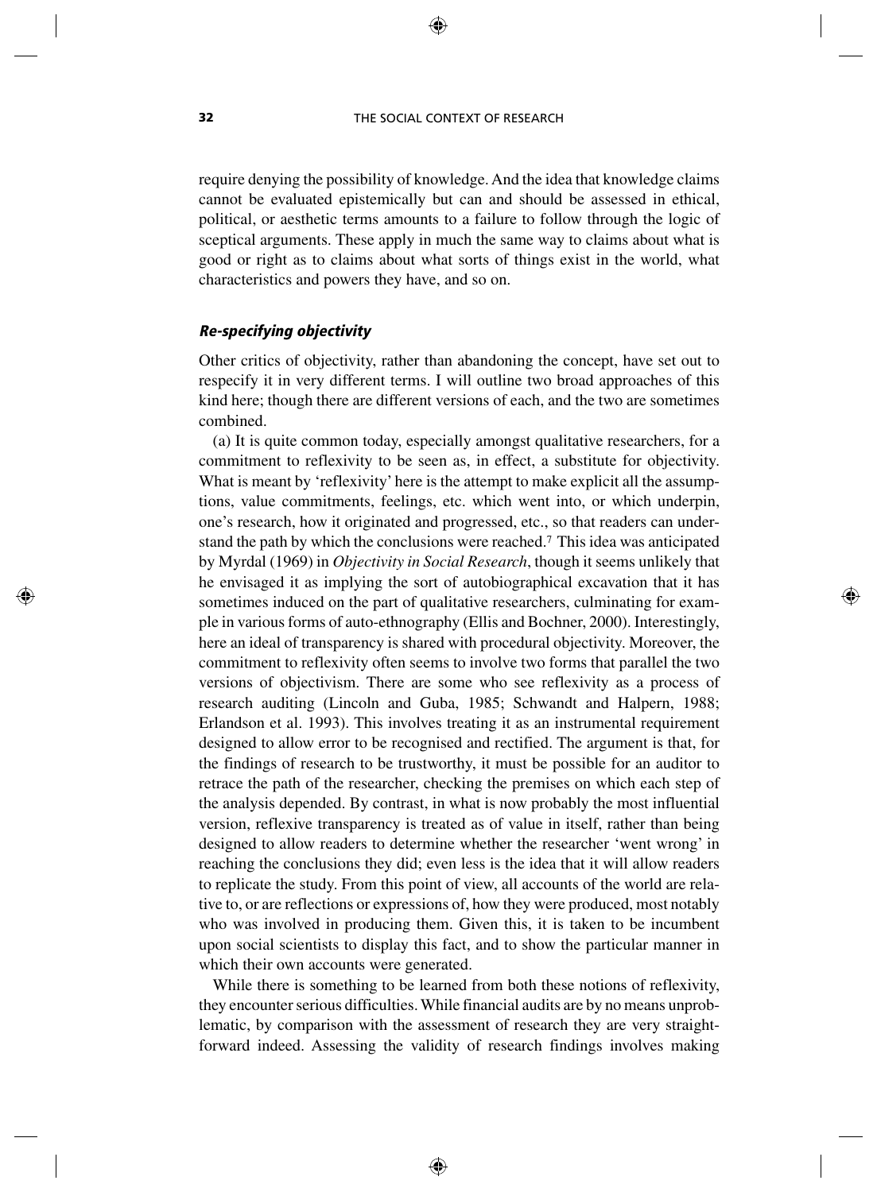require denying the possibility of knowledge. And the idea that knowledge claims cannot be evaluated epistemically but can and should be assessed in ethical, political, or aesthetic terms amounts to a failure to follow through the logic of sceptical arguments. These apply in much the same way to claims about what is good or right as to claims about what sorts of things exist in the world, what characteristics and powers they have, and so on.

### *Re-specifying objectivity*

Other critics of objectivity, rather than abandoning the concept, have set out to respecify it in very different terms. I will outline two broad approaches of this kind here; though there are different versions of each, and the two are sometimes combined.

(a) It is quite common today, especially amongst qualitative researchers, for a commitment to reflexivity to be seen as, in effect, a substitute for objectivity. What is meant by 'reflexivity' here is the attempt to make explicit all the assumptions, value commitments, feelings, etc. which went into, or which underpin, one's research, how it originated and progressed, etc., so that readers can understand the path by which the conclusions were reached.[7] This idea was anticipated by Myrdal (1969) in *Objectivity in Social Research*, though it seems unlikely that he envisaged it as implying the sort of autobiographical excavation that it has sometimes induced on the part of qualitative researchers, culminating for example in various forms of auto-ethnography (Ellis and Bochner, 2000). Interestingly, here an ideal of transparency is shared with procedural objectivity. Moreover, the commitment to reflexivity often seems to involve two forms that parallel the two versions of objectivism. There are some who see reflexivity as a process of research auditing (Lincoln and Guba, 1985; Schwandt and Halpern, 1988; Erlandson et al. 1993). This involves treating it as an instrumental requirement designed to allow error to be recognised and rectified. The argument is that, for the findings of research to be trustworthy, it must be possible for an auditor to retrace the path of the researcher, checking the premises on which each step of the analysis depended. By contrast, in what is now probably the most influential version, reflexive transparency is treated as of value in itself, rather than being designed to allow readers to determine whether the researcher 'went wrong' in reaching the conclusions they did; even less is the idea that it will allow readers to replicate the study. From this point of view, all accounts of the world are relative to, or are reflections or expressions of, how they were produced, most notably who was involved in producing them. Given this, it is taken to be incumbent upon social scientists to display this fact, and to show the particular manner in which their own accounts were generated.

While there is something to be learned from both these notions of reflexivity, they encounter serious difficulties. While financial audits are by no means unproblematic, by comparison with the assessment of research they are very straightforward indeed. Assessing the validity of research findings involves making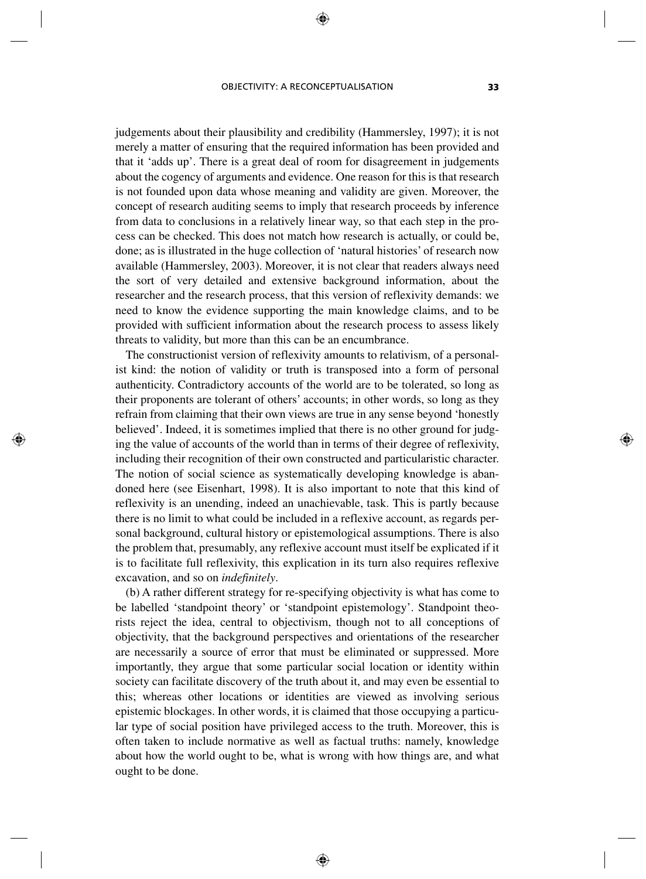judgements about their plausibility and credibility (Hammersley, 1997); it is not merely a matter of ensuring that the required information has been provided and that it 'adds up'. There is a great deal of room for disagreement in judgements about the cogency of arguments and evidence. One reason for this is that research is not founded upon data whose meaning and validity are given. Moreover, the concept of research auditing seems to imply that research proceeds by inference from data to conclusions in a relatively linear way, so that each step in the process can be checked. This does not match how research is actually, or could be, done; as is illustrated in the huge collection of 'natural histories' of research now available (Hammersley, 2003). Moreover, it is not clear that readers always need the sort of very detailed and extensive background information, about the researcher and the research process, that this version of reflexivity demands: we need to know the evidence supporting the main knowledge claims, and to be provided with sufficient information about the research process to assess likely threats to validity, but more than this can be an encumbrance.

The constructionist version of reflexivity amounts to relativism, of a personalist kind: the notion of validity or truth is transposed into a form of personal authenticity. Contradictory accounts of the world are to be tolerated, so long as their proponents are tolerant of others' accounts; in other words, so long as they refrain from claiming that their own views are true in any sense beyond 'honestly believed'. Indeed, it is sometimes implied that there is no other ground for judging the value of accounts of the world than in terms of their degree of reflexivity, including their recognition of their own constructed and particularistic character. The notion of social science as systematically developing knowledge is abandoned here (see Eisenhart, 1998). It is also important to note that this kind of reflexivity is an unending, indeed an unachievable, task. This is partly because there is no limit to what could be included in a reflexive account, as regards personal background, cultural history or epistemological assumptions. There is also the problem that, presumably, any reflexive account must itself be explicated if it is to facilitate full reflexivity, this explication in its turn also requires reflexive excavation, and so on *indefinitely*.

(b) A rather different strategy for re-specifying objectivity is what has come to be labelled 'standpoint theory' or 'standpoint epistemology'. Standpoint theorists reject the idea, central to objectivism, though not to all conceptions of objectivity, that the background perspectives and orientations of the researcher are necessarily a source of error that must be eliminated or suppressed. More importantly, they argue that some particular social location or identity within society can facilitate discovery of the truth about it, and may even be essential to this; whereas other locations or identities are viewed as involving serious epistemic blockages. In other words, it is claimed that those occupying a particular type of social position have privileged access to the truth. Moreover, this is often taken to include normative as well as factual truths: namely, knowledge about how the world ought to be, what is wrong with how things are, and what ought to be done.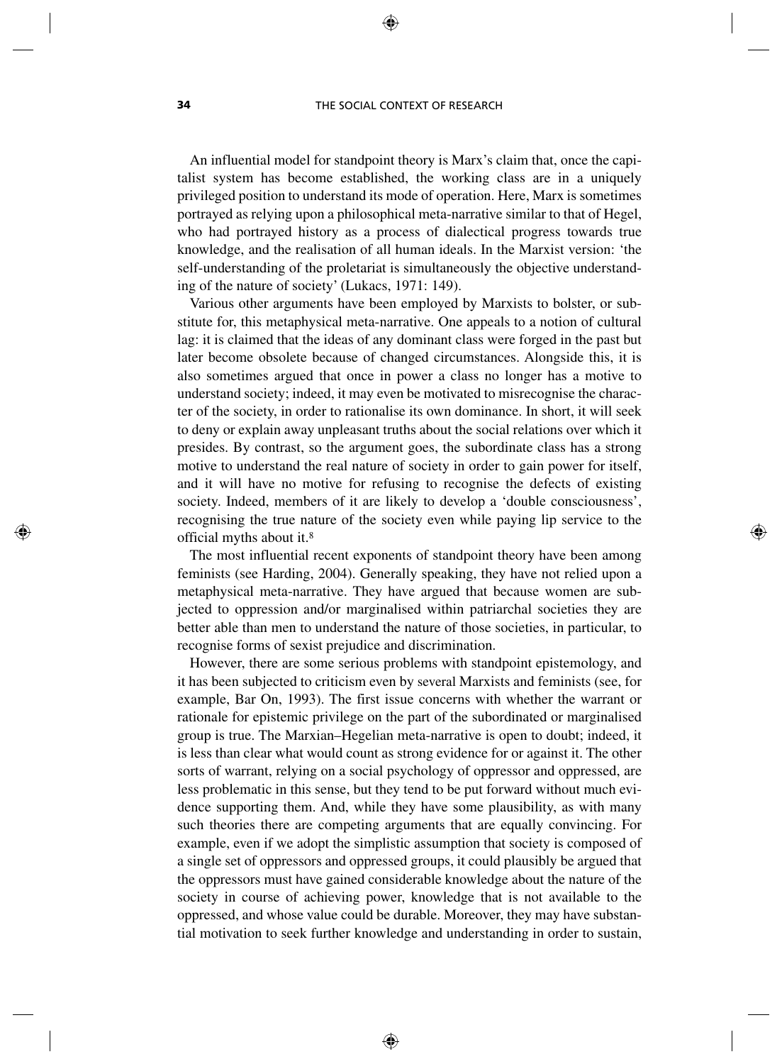An influential model for standpoint theory is Marx's claim that, once the capitalist system has become established, the working class are in a uniquely privileged position to understand its mode of operation. Here, Marx is sometimes portrayed as relying upon a philosophical meta-narrative similar to that of Hegel, who had portrayed history as a process of dialectical progress towards true knowledge, and the realisation of all human ideals. In the Marxist version: 'the self-understanding of the proletariat is simultaneously the objective understanding of the nature of society' (Lukacs, 1971: 149).

Various other arguments have been employed by Marxists to bolster, or substitute for, this metaphysical meta-narrative. One appeals to a notion of cultural lag: it is claimed that the ideas of any dominant class were forged in the past but later become obsolete because of changed circumstances. Alongside this, it is also sometimes argued that once in power a class no longer has a motive to understand society; indeed, it may even be motivated to misrecognise the character of the society, in order to rationalise its own dominance. In short, it will seek to deny or explain away unpleasant truths about the social relations over which it presides. By contrast, so the argument goes, the subordinate class has a strong motive to understand the real nature of society in order to gain power for itself, and it will have no motive for refusing to recognise the defects of existing society. Indeed, members of it are likely to develop a 'double consciousness', recognising the true nature of the society even while paying lip service to the official myths about it.[8]

The most influential recent exponents of standpoint theory have been among feminists (see Harding, 2004). Generally speaking, they have not relied upon a metaphysical meta-narrative. They have argued that because women are subjected to oppression and/or marginalised within patriarchal societies they are better able than men to understand the nature of those societies, in particular, to recognise forms of sexist prejudice and discrimination.

However, there are some serious problems with standpoint epistemology, and it has been subjected to criticism even by several Marxists and feminists (see, for example, Bar On, 1993). The first issue concerns with whether the warrant or rationale for epistemic privilege on the part of the subordinated or marginalised group is true. The Marxian–Hegelian meta-narrative is open to doubt; indeed, it is less than clear what would count as strong evidence for or against it. The other sorts of warrant, relying on a social psychology of oppressor and oppressed, are less problematic in this sense, but they tend to be put forward without much evidence supporting them. And, while they have some plausibility, as with many such theories there are competing arguments that are equally convincing. For example, even if we adopt the simplistic assumption that society is composed of a single set of oppressors and oppressed groups, it could plausibly be argued that the oppressors must have gained considerable knowledge about the nature of the society in course of achieving power, knowledge that is not available to the oppressed, and whose value could be durable. Moreover, they may have substantial motivation to seek further knowledge and understanding in order to sustain,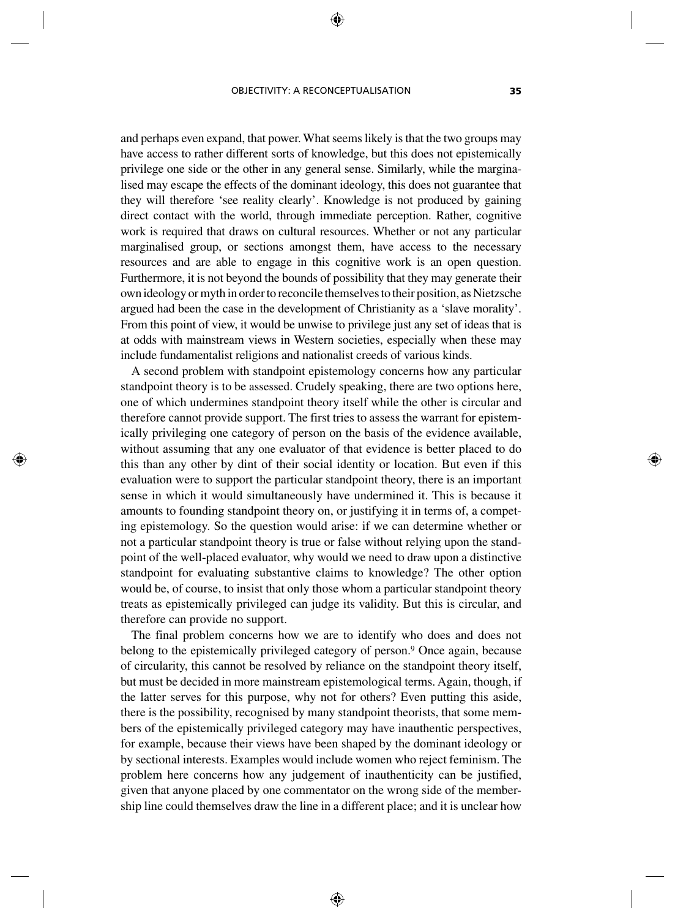and perhaps even expand, that power. What seems likely is that the two groups may have access to rather different sorts of knowledge, but this does not epistemically privilege one side or the other in any general sense. Similarly, while the marginalised may escape the effects of the dominant ideology, this does not guarantee that they will therefore 'see reality clearly'. Knowledge is not produced by gaining direct contact with the world, through immediate perception. Rather, cognitive work is required that draws on cultural resources. Whether or not any particular marginalised group, or sections amongst them, have access to the necessary resources and are able to engage in this cognitive work is an open question. Furthermore, it is not beyond the bounds of possibility that they may generate their own ideology or myth in order to reconcile themselves to their position, as Nietzsche argued had been the case in the development of Christianity as a 'slave morality'. From this point of view, it would be unwise to privilege just any set of ideas that is at odds with mainstream views in Western societies, especially when these may include fundamentalist religions and nationalist creeds of various kinds.

A second problem with standpoint epistemology concerns how any particular standpoint theory is to be assessed. Crudely speaking, there are two options here, one of which undermines standpoint theory itself while the other is circular and therefore cannot provide support. The first tries to assess the warrant for epistemically privileging one category of person on the basis of the evidence available, without assuming that any one evaluator of that evidence is better placed to do this than any other by dint of their social identity or location. But even if this evaluation were to support the particular standpoint theory, there is an important sense in which it would simultaneously have undermined it. This is because it amounts to founding standpoint theory on, or justifying it in terms of, a competing epistemology. So the question would arise: if we can determine whether or not a particular standpoint theory is true or false without relying upon the standpoint of the well-placed evaluator, why would we need to draw upon a distinctive standpoint for evaluating substantive claims to knowledge? The other option would be, of course, to insist that only those whom a particular standpoint theory treats as epistemically privileged can judge its validity. But this is circular, and therefore can provide no support.

The final problem concerns how we are to identify who does and does not belong to the epistemically privileged category of person.[9] Once again, because of circularity, this cannot be resolved by reliance on the standpoint theory itself, but must be decided in more mainstream epistemological terms. Again, though, if the latter serves for this purpose, why not for others? Even putting this aside, there is the possibility, recognised by many standpoint theorists, that some members of the epistemically privileged category may have inauthentic perspectives, for example, because their views have been shaped by the dominant ideology or by sectional interests. Examples would include women who reject feminism. The problem here concerns how any judgement of inauthenticity can be justified, given that anyone placed by one commentator on the wrong side of the membership line could themselves draw the line in a different place; and it is unclear how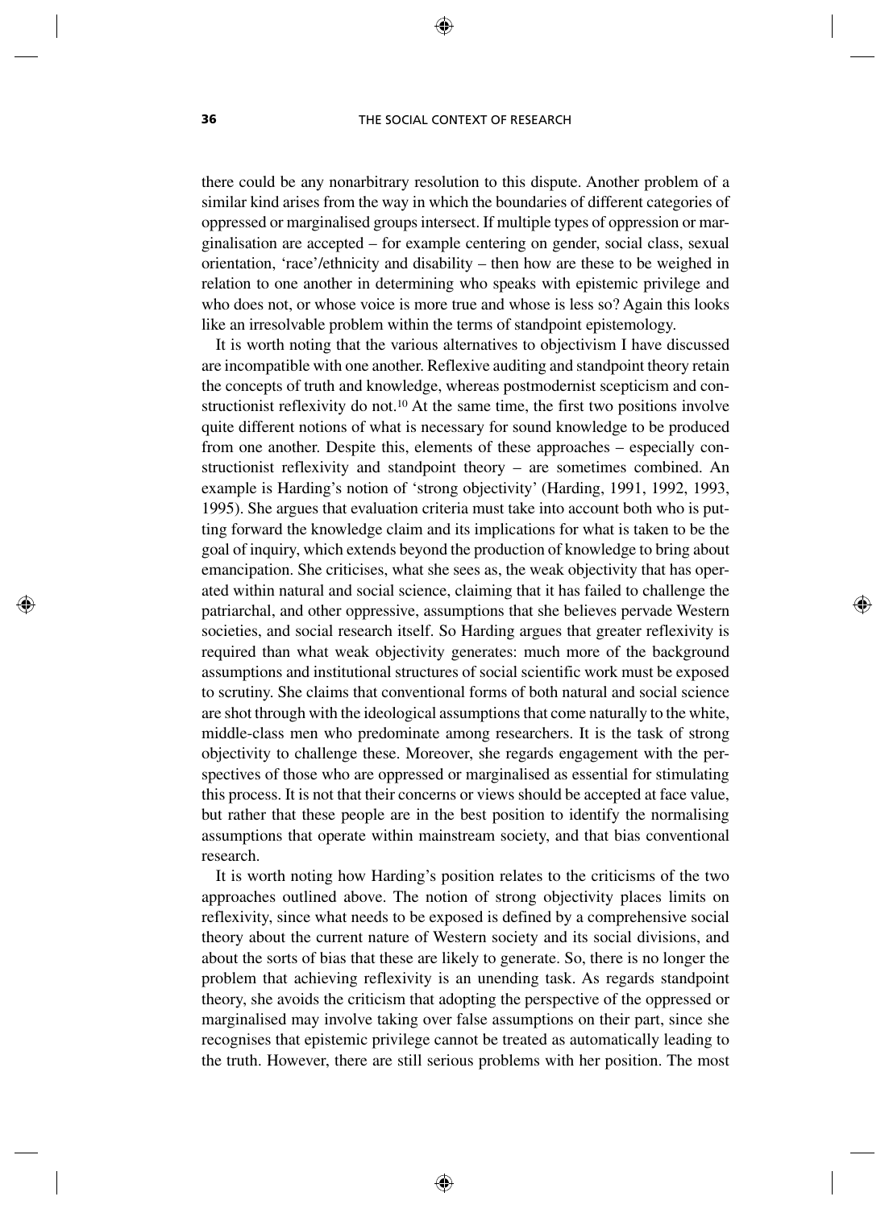there could be any nonarbitrary resolution to this dispute. Another problem of a similar kind arises from the way in which the boundaries of different categories of oppressed or marginalised groups intersect. If multiple types of oppression or marginalisation are accepted – for example centering on gender, social class, sexual orientation, 'race'/ethnicity and disability – then how are these to be weighed in relation to one another in determining who speaks with epistemic privilege and who does not, or whose voice is more true and whose is less so? Again this looks like an irresolvable problem within the terms of standpoint epistemology.

It is worth noting that the various alternatives to objectivism I have discussed are incompatible with one another. Reflexive auditing and standpoint theory retain the concepts of truth and knowledge, whereas postmodernist scepticism and constructionist reflexivity do not.[10] At the same time, the first two positions involve quite different notions of what is necessary for sound knowledge to be produced from one another. Despite this, elements of these approaches – especially constructionist reflexivity and standpoint theory – are sometimes combined. An example is Harding's notion of 'strong objectivity' (Harding, 1991, 1992, 1993, 1995). She argues that evaluation criteria must take into account both who is putting forward the knowledge claim and its implications for what is taken to be the goal of inquiry, which extends beyond the production of knowledge to bring about emancipation. She criticises, what she sees as, the weak objectivity that has operated within natural and social science, claiming that it has failed to challenge the patriarchal, and other oppressive, assumptions that she believes pervade Western societies, and social research itself. So Harding argues that greater reflexivity is required than what weak objectivity generates: much more of the background assumptions and institutional structures of social scientific work must be exposed to scrutiny. She claims that conventional forms of both natural and social science are shot through with the ideological assumptions that come naturally to the white, middle-class men who predominate among researchers. It is the task of strong objectivity to challenge these. Moreover, she regards engagement with the perspectives of those who are oppressed or marginalised as essential for stimulating this process. It is not that their concerns or views should be accepted at face value, but rather that these people are in the best position to identify the normalising assumptions that operate within mainstream society, and that bias conventional research.

It is worth noting how Harding's position relates to the criticisms of the two approaches outlined above. The notion of strong objectivity places limits on reflexivity, since what needs to be exposed is defined by a comprehensive social theory about the current nature of Western society and its social divisions, and about the sorts of bias that these are likely to generate. So, there is no longer the problem that achieving reflexivity is an unending task. As regards standpoint theory, she avoids the criticism that adopting the perspective of the oppressed or marginalised may involve taking over false assumptions on their part, since she recognises that epistemic privilege cannot be treated as automatically leading to the truth. However, there are still serious problems with her position. The most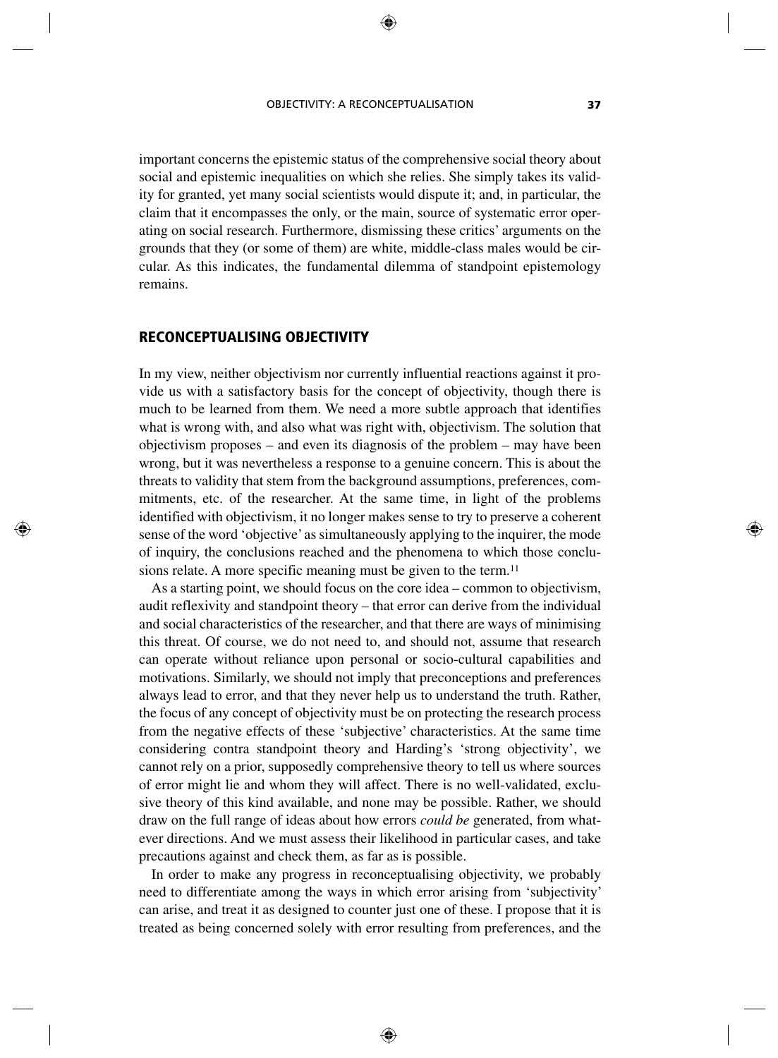important concerns the epistemic status of the comprehensive social theory about social and epistemic inequalities on which she relies. She simply takes its validity for granted, yet many social scientists would dispute it; and, in particular, the claim that it encompasses the only, or the main, source of systematic error operating on social research. Furthermore, dismissing these critics' arguments on the grounds that they (or some of them) are white, middle-class males would be circular. As this indicates, the fundamental dilemma of standpoint epistemology remains.

## RECONCEPTUALISING OBJECTIVITY

In my view, neither objectivism nor currently influential reactions against it provide us with a satisfactory basis for the concept of objectivity, though there is much to be learned from them. We need a more subtle approach that identifies what is wrong with, and also what was right with, objectivism. The solution that objectivism proposes – and even its diagnosis of the problem – may have been wrong, but it was nevertheless a response to a genuine concern. This is about the threats to validity that stem from the background assumptions, preferences, commitments, etc. of the researcher. At the same time, in light of the problems identified with objectivism, it no longer makes sense to try to preserve a coherent sense of the word 'objective' as simultaneously applying to the inquirer, the mode of inquiry, the conclusions reached and the phenomena to which those conclusions relate. A more specific meaning must be given to the term.[11]

As a starting point, we should focus on the core idea – common to objectivism, audit reflexivity and standpoint theory – that error can derive from the individual and social characteristics of the researcher, and that there are ways of minimising this threat. Of course, we do not need to, and should not, assume that research can operate without reliance upon personal or socio-cultural capabilities and motivations. Similarly, we should not imply that preconceptions and preferences always lead to error, and that they never help us to understand the truth. Rather, the focus of any concept of objectivity must be on protecting the research process from the negative effects of these 'subjective' characteristics. At the same time considering contra standpoint theory and Harding's 'strong objectivity', we cannot rely on a prior, supposedly comprehensive theory to tell us where sources of error might lie and whom they will affect. There is no well-validated, exclusive theory of this kind available, and none may be possible. Rather, we should draw on the full range of ideas about how errors *could be* generated, from whatever directions. And we must assess their likelihood in particular cases, and take precautions against and check them, as far as is possible.

In order to make any progress in reconceptualising objectivity, we probably need to differentiate among the ways in which error arising from 'subjectivity' can arise, and treat it as designed to counter just one of these. I propose that it is treated as being concerned solely with error resulting from preferences, and the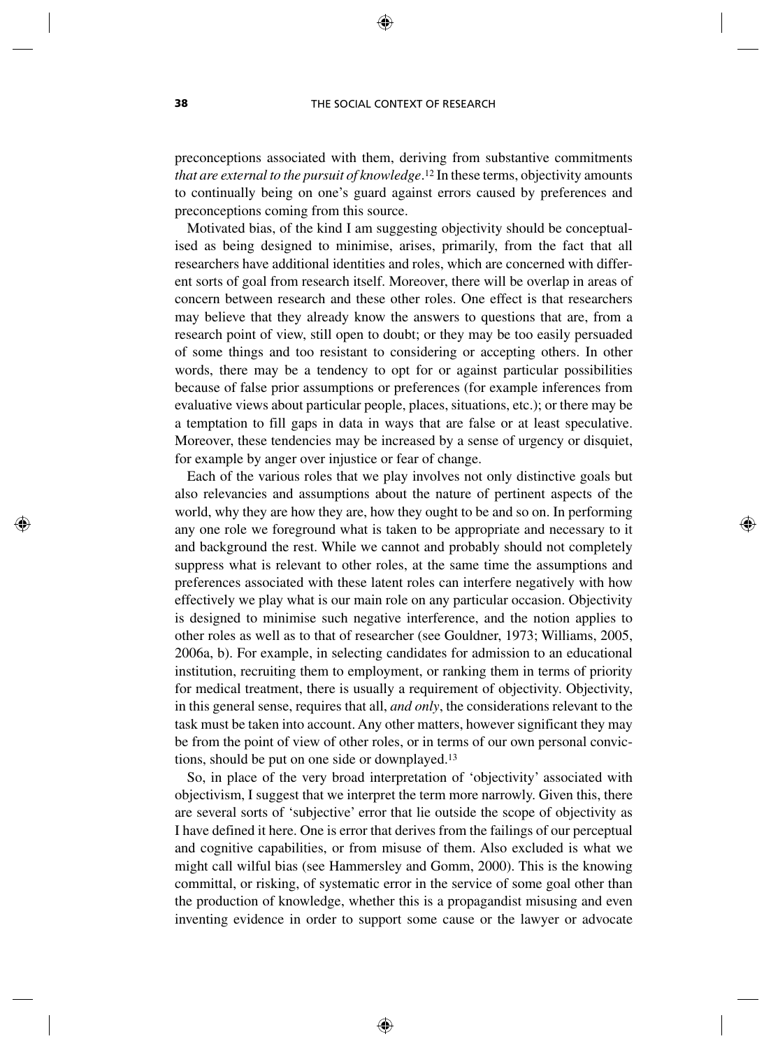preconceptions associated with them, deriving from substantive commitments *that are external to the pursuit of knowledge*.[12] In these terms, objectivity amounts to continually being on one's guard against errors caused by preferences and preconceptions coming from this source.

Motivated bias, of the kind I am suggesting objectivity should be conceptualised as being designed to minimise, arises, primarily, from the fact that all researchers have additional identities and roles, which are concerned with different sorts of goal from research itself. Moreover, there will be overlap in areas of concern between research and these other roles. One effect is that researchers may believe that they already know the answers to questions that are, from a research point of view, still open to doubt; or they may be too easily persuaded of some things and too resistant to considering or accepting others. In other words, there may be a tendency to opt for or against particular possibilities because of false prior assumptions or preferences (for example inferences from evaluative views about particular people, places, situations, etc.); or there may be a temptation to fill gaps in data in ways that are false or at least speculative. Moreover, these tendencies may be increased by a sense of urgency or disquiet, for example by anger over injustice or fear of change.

Each of the various roles that we play involves not only distinctive goals but also relevancies and assumptions about the nature of pertinent aspects of the world, why they are how they are, how they ought to be and so on. In performing any one role we foreground what is taken to be appropriate and necessary to it and background the rest. While we cannot and probably should not completely suppress what is relevant to other roles, at the same time the assumptions and preferences associated with these latent roles can interfere negatively with how effectively we play what is our main role on any particular occasion. Objectivity is designed to minimise such negative interference, and the notion applies to other roles as well as to that of researcher (see Gouldner, 1973; Williams, 2005, 2006a, b). For example, in selecting candidates for admission to an educational institution, recruiting them to employment, or ranking them in terms of priority for medical treatment, there is usually a requirement of objectivity. Objectivity, in this general sense, requires that all, *and only*, the considerations relevant to the task must be taken into account. Any other matters, however significant they may be from the point of view of other roles, or in terms of our own personal convictions, should be put on one side or downplayed.[13]

So, in place of the very broad interpretation of 'objectivity' associated with objectivism, I suggest that we interpret the term more narrowly. Given this, there are several sorts of 'subjective' error that lie outside the scope of objectivity as I have defined it here. One is error that derives from the failings of our perceptual and cognitive capabilities, or from misuse of them. Also excluded is what we might call wilful bias (see Hammersley and Gomm, 2000). This is the knowing committal, or risking, of systematic error in the service of some goal other than the production of knowledge, whether this is a propagandist misusing and even inventing evidence in order to support some cause or the lawyer or advocate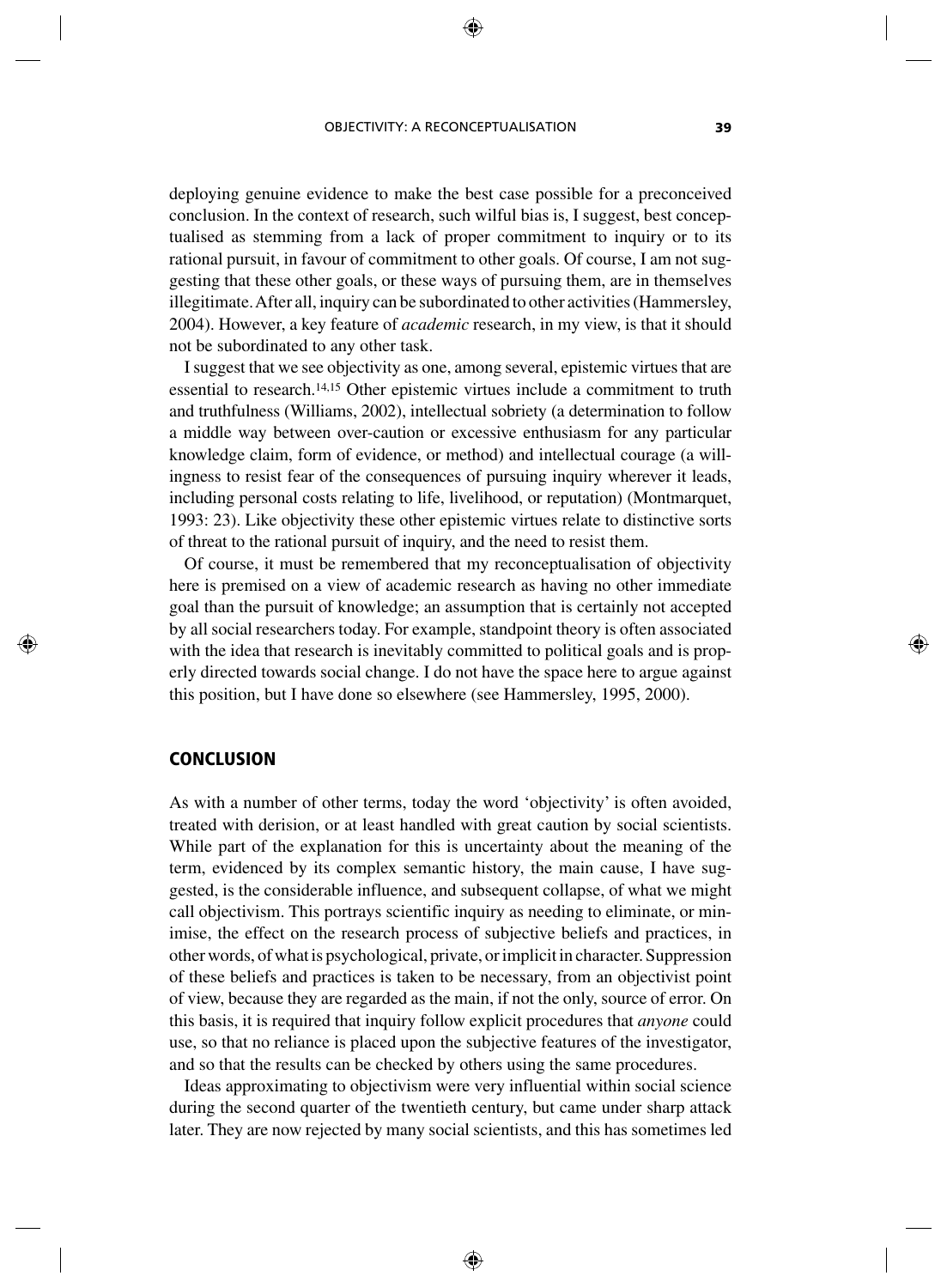deploying genuine evidence to make the best case possible for a preconceived conclusion. In the context of research, such wilful bias is, I suggest, best conceptualised as stemming from a lack of proper commitment to inquiry or to its rational pursuit, in favour of commitment to other goals. Of course, I am not suggesting that these other goals, or these ways of pursuing them, are in themselves illegitimate. After all, inquiry can be subordinated to other activities (Hammersley, 2004). However, a key feature of *academic* research, in my view, is that it should not be subordinated to any other task.

I suggest that we see objectivity as one, among several, epistemic virtues that are essential to research.[14,15] Other epistemic virtues include a commitment to truth and truthfulness (Williams, 2002), intellectual sobriety (a determination to follow a middle way between over-caution or excessive enthusiasm for any particular knowledge claim, form of evidence, or method) and intellectual courage (a willingness to resist fear of the consequences of pursuing inquiry wherever it leads, including personal costs relating to life, livelihood, or reputation) (Montmarquet, 1993: 23). Like objectivity these other epistemic virtues relate to distinctive sorts of threat to the rational pursuit of inquiry, and the need to resist them.

Of course, it must be remembered that my reconceptualisation of objectivity here is premised on a view of academic research as having no other immediate goal than the pursuit of knowledge; an assumption that is certainly not accepted by all social researchers today. For example, standpoint theory is often associated with the idea that research is inevitably committed to political goals and is properly directed towards social change. I do not have the space here to argue against this position, but I have done so elsewhere (see Hammersley, 1995, 2000).

## CONCLUSION

As with a number of other terms, today the word 'objectivity' is often avoided, treated with derision, or at least handled with great caution by social scientists. While part of the explanation for this is uncertainty about the meaning of the term, evidenced by its complex semantic history, the main cause, I have suggested, is the considerable influence, and subsequent collapse, of what we might call objectivism. This portrays scientific inquiry as needing to eliminate, or minimise, the effect on the research process of subjective beliefs and practices, in other words, of what is psychological, private, or implicit in character. Suppression of these beliefs and practices is taken to be necessary, from an objectivist point of view, because they are regarded as the main, if not the only, source of error. On this basis, it is required that inquiry follow explicit procedures that *anyone* could use, so that no reliance is placed upon the subjective features of the investigator, and so that the results can be checked by others using the same procedures.

Ideas approximating to objectivism were very influential within social science during the second quarter of the twentieth century, but came under sharp attack later. They are now rejected by many social scientists, and this has sometimes led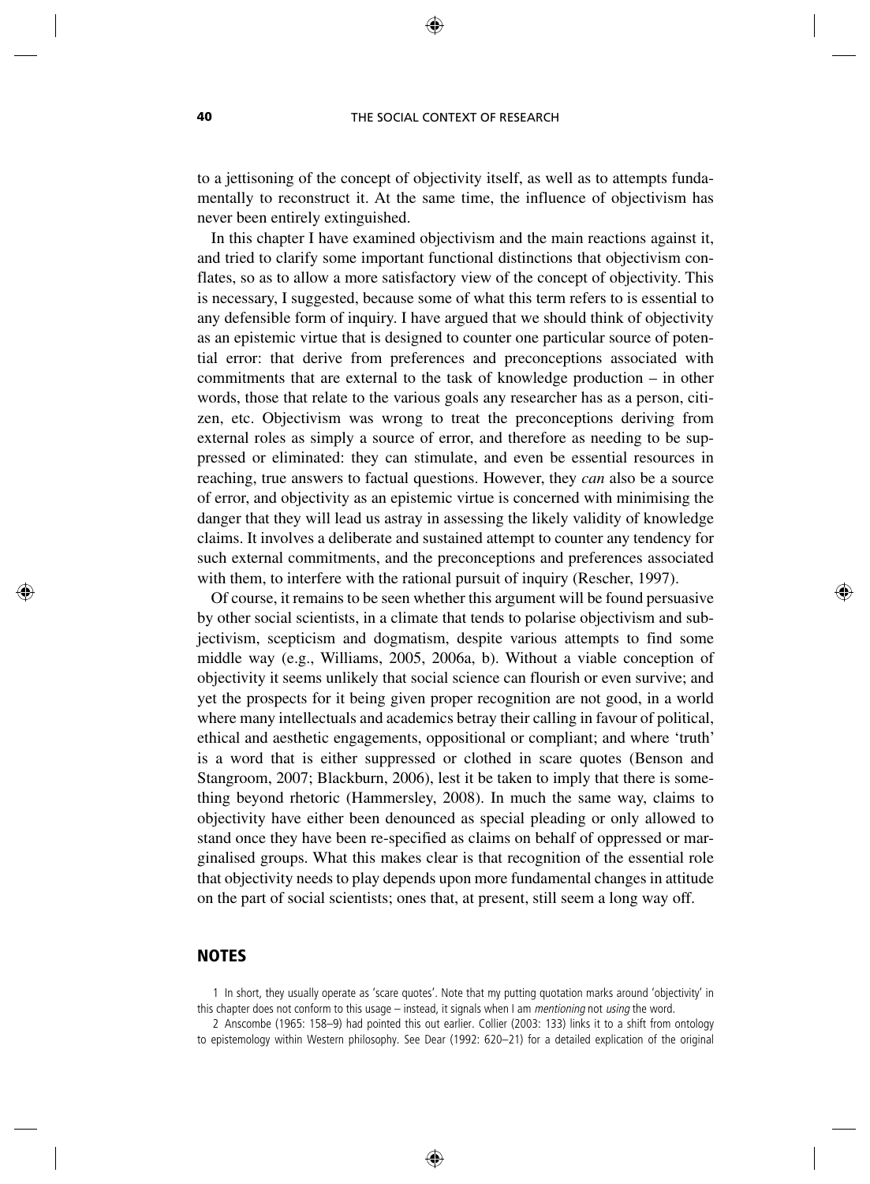to a jettisoning of the concept of objectivity itself, as well as to attempts fundamentally to reconstruct it. At the same time, the influence of objectivism has never been entirely extinguished.

In this chapter I have examined objectivism and the main reactions against it, and tried to clarify some important functional distinctions that objectivism conflates, so as to allow a more satisfactory view of the concept of objectivity. This is necessary, I suggested, because some of what this term refers to is essential to any defensible form of inquiry. I have argued that we should think of objectivity as an epistemic virtue that is designed to counter one particular source of potential error: that derive from preferences and preconceptions associated with commitments that are external to the task of knowledge production – in other words, those that relate to the various goals any researcher has as a person, citizen, etc. Objectivism was wrong to treat the preconceptions deriving from external roles as simply a source of error, and therefore as needing to be suppressed or eliminated: they can stimulate, and even be essential resources in reaching, true answers to factual questions. However, they *can* also be a source of error, and objectivity as an epistemic virtue is concerned with minimising the danger that they will lead us astray in assessing the likely validity of knowledge claims. It involves a deliberate and sustained attempt to counter any tendency for such external commitments, and the preconceptions and preferences associated with them, to interfere with the rational pursuit of inquiry (Rescher, 1997).

Of course, it remains to be seen whether this argument will be found persuasive by other social scientists, in a climate that tends to polarise objectivism and subjectivism, scepticism and dogmatism, despite various attempts to find some middle way (e.g., Williams, 2005, 2006a, b). Without a viable conception of objectivity it seems unlikely that social science can flourish or even survive; and yet the prospects for it being given proper recognition are not good, in a world where many intellectuals and academics betray their calling in favour of political, ethical and aesthetic engagements, oppositional or compliant; and where 'truth' is a word that is either suppressed or clothed in scare quotes (Benson and Stangroom, 2007; Blackburn, 2006), lest it be taken to imply that there is something beyond rhetoric (Hammersley, 2008). In much the same way, claims to objectivity have either been denounced as special pleading or only allowed to stand once they have been re-specified as claims on behalf of oppressed or marginalised groups. What this makes clear is that recognition of the essential role that objectivity needs to play depends upon more fundamental changes in attitude on the part of social scientists; ones that, at present, still seem a long way off.

## NOTES

1 In short, they usually operate as 'scare quotes'. Note that my putting quotation marks around 'objectivity' in this chapter does not conform to this usage – instead, it signals when I am *mentioning* not *using* the word.

2 Anscombe (1965: 158–9) had pointed this out earlier. Collier (2003: 133) links it to a shift from ontology to epistemology within Western philosophy. See Dear (1992: 620–21) for a detailed explication of the original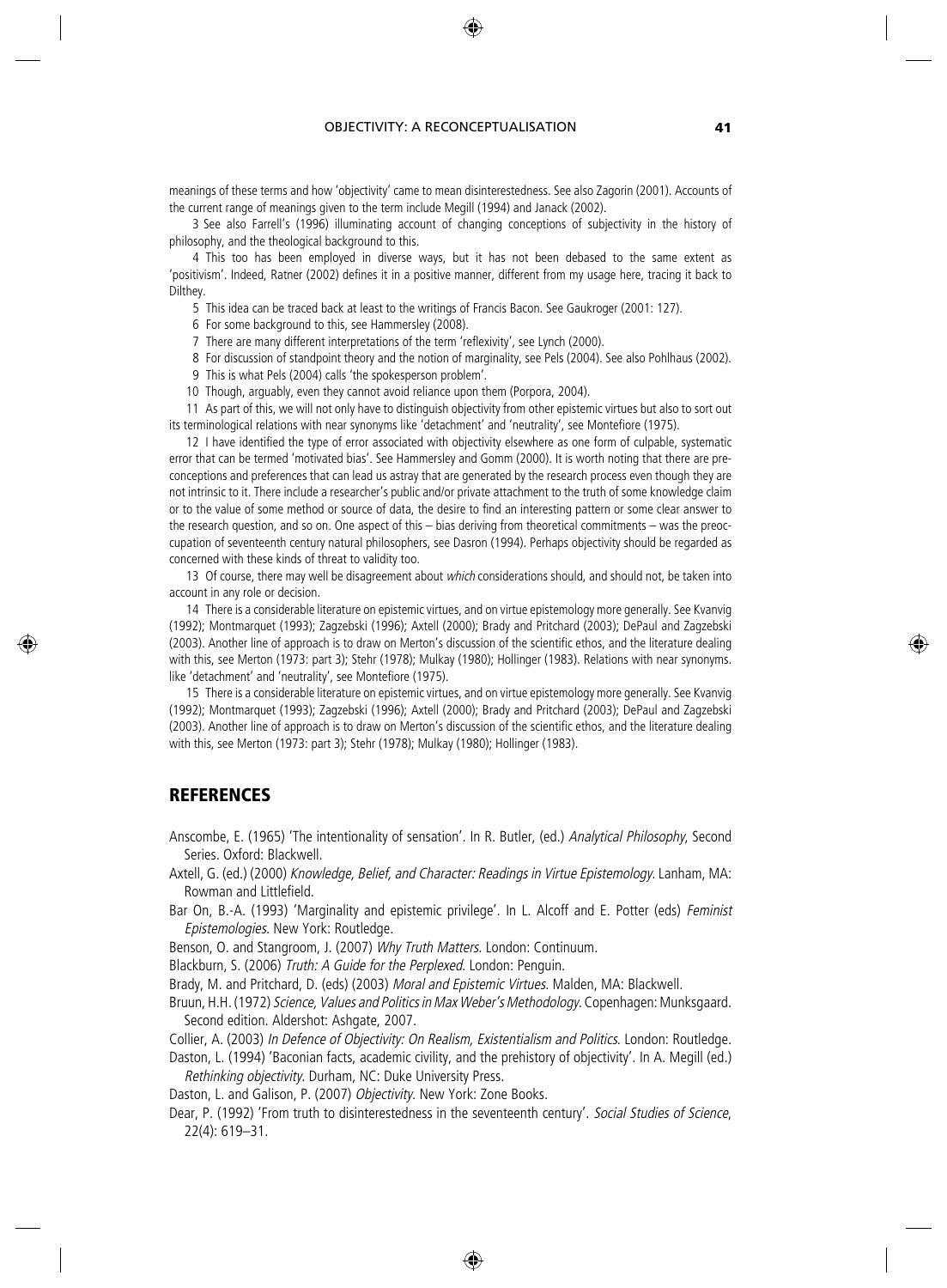meanings of these terms and how 'objectivity' came to mean disinterestedness. See also Zagorin (2001). Accounts of the current range of meanings given to the term include Megill (1994) and Janack (2002).

3 See also Farrell's (1996) illuminating account of changing conceptions of subjectivity in the history of philosophy, and the theological background to this.

4 This too has been employed in diverse ways, but it has not been debased to the same extent as 'positivism'. Indeed, Ratner (2002) defines it in a positive manner, different from my usage here, tracing it back to Dilthey.

5 This idea can be traced back at least to the writings of Francis Bacon. See Gaukroger (2001: 127).

6 For some background to this, see Hammersley (2008).

7 There are many different interpretations of the term 'reflexivity', see Lynch (2000).

8 For discussion of standpoint theory and the notion of marginality, see Pels (2004). See also Pohlhaus (2002).

9 This is what Pels (2004) calls 'the spokesperson problem'.

10 Though, arguably, even they cannot avoid reliance upon them (Porpora, 2004).

11 As part of this, we will not only have to distinguish objectivity from other epistemic virtues but also to sort out its terminological relations with near synonyms like 'detachment' and 'neutrality', see Montefiore (1975).

12 I have identified the type of error associated with objectivity elsewhere as one form of culpable, systematic error that can be termed 'motivated bias'. See Hammersley and Gomm (2000). It is worth noting that there are preconceptions and preferences that can lead us astray that are generated by the research process even though they are not intrinsic to it. There include a researcher's public and/or private attachment to the truth of some knowledge claim or to the value of some method or source of data, the desire to find an interesting pattern or some clear answer to the research question, and so on. One aspect of this – bias deriving from theoretical commitments – was the preoccupation of seventeenth century natural philosophers, see Dasron (1994). Perhaps objectivity should be regarded as concerned with these kinds of threat to validity too.

13 Of course, there may well be disagreement about *which* considerations should, and should not, be taken into account in any role or decision.

14 There is a considerable literature on epistemic virtues, and on virtue epistemology more generally. See Kvanvig (1992); Montmarquet (1993); Zagzebski (1996); Axtell (2000); Brady and Pritchard (2003); DePaul and Zagzebski (2003). Another line of approach is to draw on Merton's discussion of the scientific ethos, and the literature dealing with this, see Merton (1973: part 3); Stehr (1978); Mulkay (1980); Hollinger (1983). Relations with near synonyms. like 'detachment' and 'neutrality', see Montefiore (1975).

15 There is a considerable literature on epistemic virtues, and on virtue epistemology more generally. See Kvanvig (1992); Montmarquet (1993); Zagzebski (1996); Axtell (2000); Brady and Pritchard (2003); DePaul and Zagzebski (2003). Another line of approach is to draw on Merton's discussion of the scientific ethos, and the literature dealing with this, see Merton (1973: part 3); Stehr (1978); Mulkay (1980); Hollinger (1983).

## REFERENCES

Anscombe, E. (1965) 'The intentionality of sensation'. In R. Butler, (ed.) *Analytical Philosophy*, Second Series. Oxford: Blackwell.

Axtell, G. (ed.) (2000) *Knowledge, Belief, and Character: Readings in Virtue Epistemology*. Lanham, MA: Rowman and Littlefield.

Bar On, B.-A. (1993) 'Marginality and epistemic privilege'. In L. Alcoff and E. Potter (eds) *Feminist Epistemologies*. New York: Routledge.

Benson, O. and Stangroom, J. (2007) *Why Truth Matters*. London: Continuum.

Blackburn, S. (2006) *Truth: A Guide for the Perplexed*. London: Penguin.

Brady, M. and Pritchard, D. (eds) (2003) *Moral and Epistemic Virtues*. Malden, MA: Blackwell.

Bruun, H.H. (1972) *Science, Values and Politics in Max Weber's Methodology*. Copenhagen: Munksgaard. Second edition. Aldershot: Ashgate, 2007.

Collier, A. (2003) *In Defence of Objectivity: On Realism, Existentialism and Politics*. London: Routledge.

Daston, L. (1994) 'Baconian facts, academic civility, and the prehistory of objectivity'. In A. Megill (ed.) *Rethinking objectivity*. Durham, NC: Duke University Press.

Daston, L. and Galison, P. (2007) *Objectivity*. New York: Zone Books.

Dear, P. (1992) 'From truth to disinterestedness in the seventeenth century'. *Social Studies of Science*, 22(4): 619–31.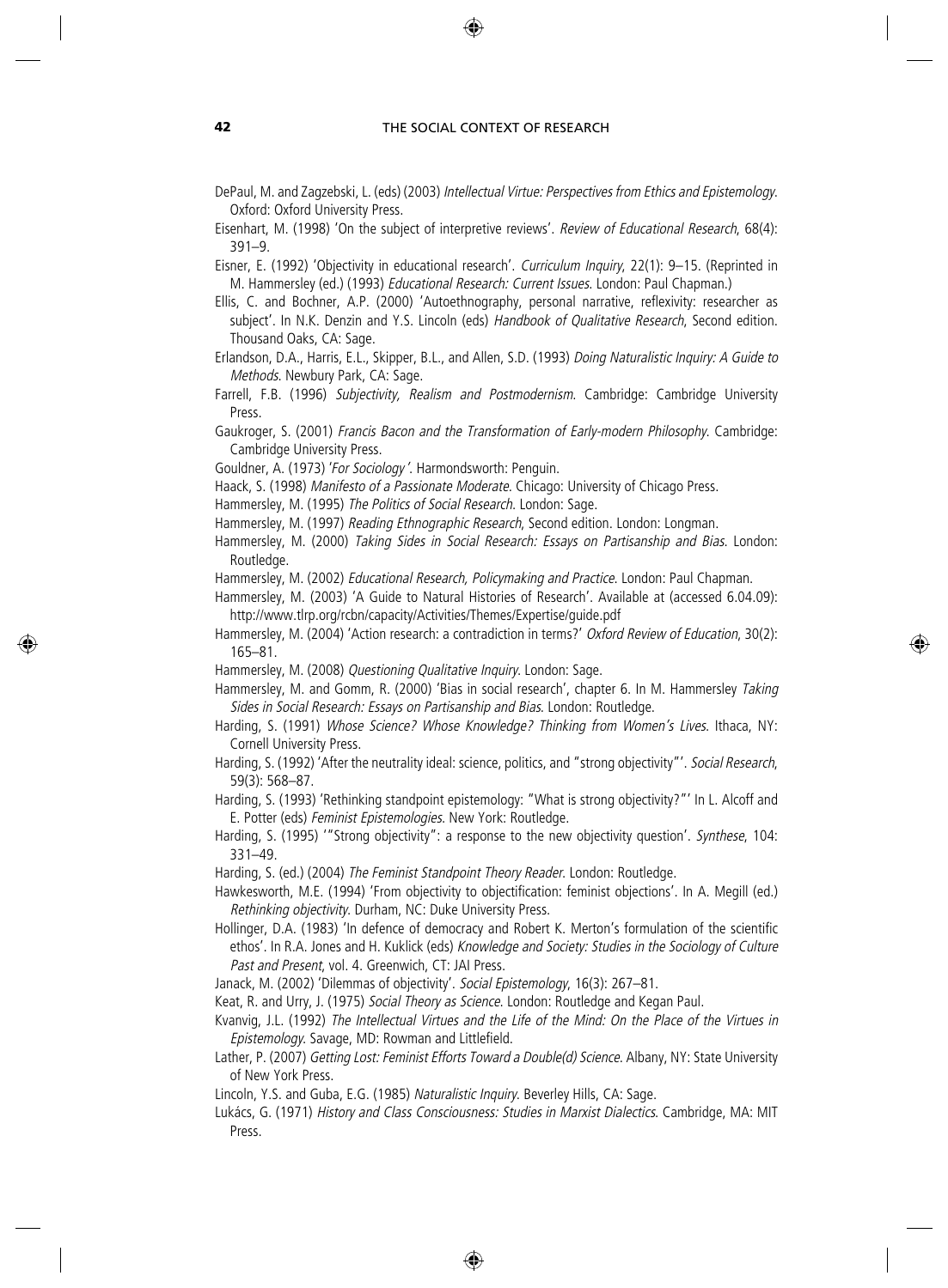DePaul, M. and Zagzebski, L. (eds) (2003) *Intellectual Virtue: Perspectives from Ethics and Epistemology*. Oxford: Oxford University Press.

Eisenhart, M. (1998) 'On the subject of interpretive reviews'. *Review of Educational Research*, 68(4): 391–9.

Eisner, E. (1992) 'Objectivity in educational research'. *Curriculum Inquiry*, 22(1): 9–15. (Reprinted in M. Hammersley (ed.) (1993) *Educational Research: Current Issues*. London: Paul Chapman.)

Ellis, C. and Bochner, A.P. (2000) 'Autoethnography, personal narrative, reflexivity: researcher as subject'. In N.K. Denzin and Y.S. Lincoln (eds) *Handbook of Qualitative Research*, Second edition. Thousand Oaks, CA: Sage.

Erlandson, D.A., Harris, E.L., Skipper, B.L., and Allen, S.D. (1993) *Doing Naturalistic Inquiry: A Guide to Methods*. Newbury Park, CA: Sage.

Farrell, F.B. (1996) *Subjectivity, Realism and Postmodernism*. Cambridge: Cambridge University Press.

Gaukroger, S. (2001) *Francis Bacon and the Transformation of Early-modern Philosophy*. Cambridge: Cambridge University Press.

Gouldner, A. (1973) '*For Sociology*'. Harmondsworth: Penguin.

Haack, S. (1998) *Manifesto of a Passionate Moderate*. Chicago: University of Chicago Press.

Hammersley, M. (1995) *The Politics of Social Research*. London: Sage.

Hammersley, M. (1997) *Reading Ethnographic Research*, Second edition. London: Longman.

Hammersley, M. (2000) *Taking Sides in Social Research: Essays on Partisanship and Bias*. London: Routledge.

Hammersley, M. (2002) *Educational Research, Policymaking and Practice*. London: Paul Chapman.

Hammersley, M. (2003) 'A Guide to Natural Histories of Research'. Available at (accessed 6.04.09): http://www.tlrp.org/rcbn/capacity/Activities/Themes/Expertise/guide.pdf

Hammersley, M. (2004) 'Action research: a contradiction in terms?' *Oxford Review of Education*, 30(2): 165–81.

Hammersley, M. (2008) *Questioning Qualitative Inquiry*. London: Sage.

Hammersley, M. and Gomm, R. (2000) 'Bias in social research', chapter 6. In M. Hammersley *Taking Sides in Social Research: Essays on Partisanship and Bias*. London: Routledge.

Harding, S. (1991) *Whose Science? Whose Knowledge? Thinking from Women's Lives*. Ithaca, NY: Cornell University Press.

Harding, S. (1992) 'After the neutrality ideal: science, politics, and "strong objectivity"'. *Social Research*, 59(3): 568–87.

Harding, S. (1993) 'Rethinking standpoint epistemology: "What is strong objectivity?"' In L. Alcoff and E. Potter (eds) *Feminist Epistemologies*. New York: Routledge.

Harding, S. (1995) '"Strong objectivity": a response to the new objectivity question'. *Synthese*, 104: 331–49.

Harding, S. (ed.) (2004) *The Feminist Standpoint Theory Reader*. London: Routledge.

Hawkesworth, M.E. (1994) 'From objectivity to objectification: feminist objections'. In A. Megill (ed.) *Rethinking objectivity*. Durham, NC: Duke University Press.

Hollinger, D.A. (1983) 'In defence of democracy and Robert K. Merton's formulation of the scientific ethos'. In R.A. Jones and H. Kuklick (eds) *Knowledge and Society: Studies in the Sociology of Culture Past and Present*, vol. 4. Greenwich, CT: JAI Press.

Janack, M. (2002) 'Dilemmas of objectivity'. *Social Epistemology*, 16(3): 267–81.

Keat, R. and Urry, J. (1975) *Social Theory as Science*. London: Routledge and Kegan Paul.

Kvanvig, J.L. (1992) *The Intellectual Virtues and the Life of the Mind: On the Place of the Virtues in Epistemology*. Savage, MD: Rowman and Littlefield.

Lather, P. (2007) *Getting Lost: Feminist Efforts Toward a Double(d) Science*. Albany, NY: State University of New York Press.

Lincoln, Y.S. and Guba, E.G. (1985) *Naturalistic Inquiry*. Beverley Hills, CA: Sage.

Lukács, G. (1971) *History and Class Consciousness: Studies in Marxist Dialectics*. Cambridge, MA: MIT Press.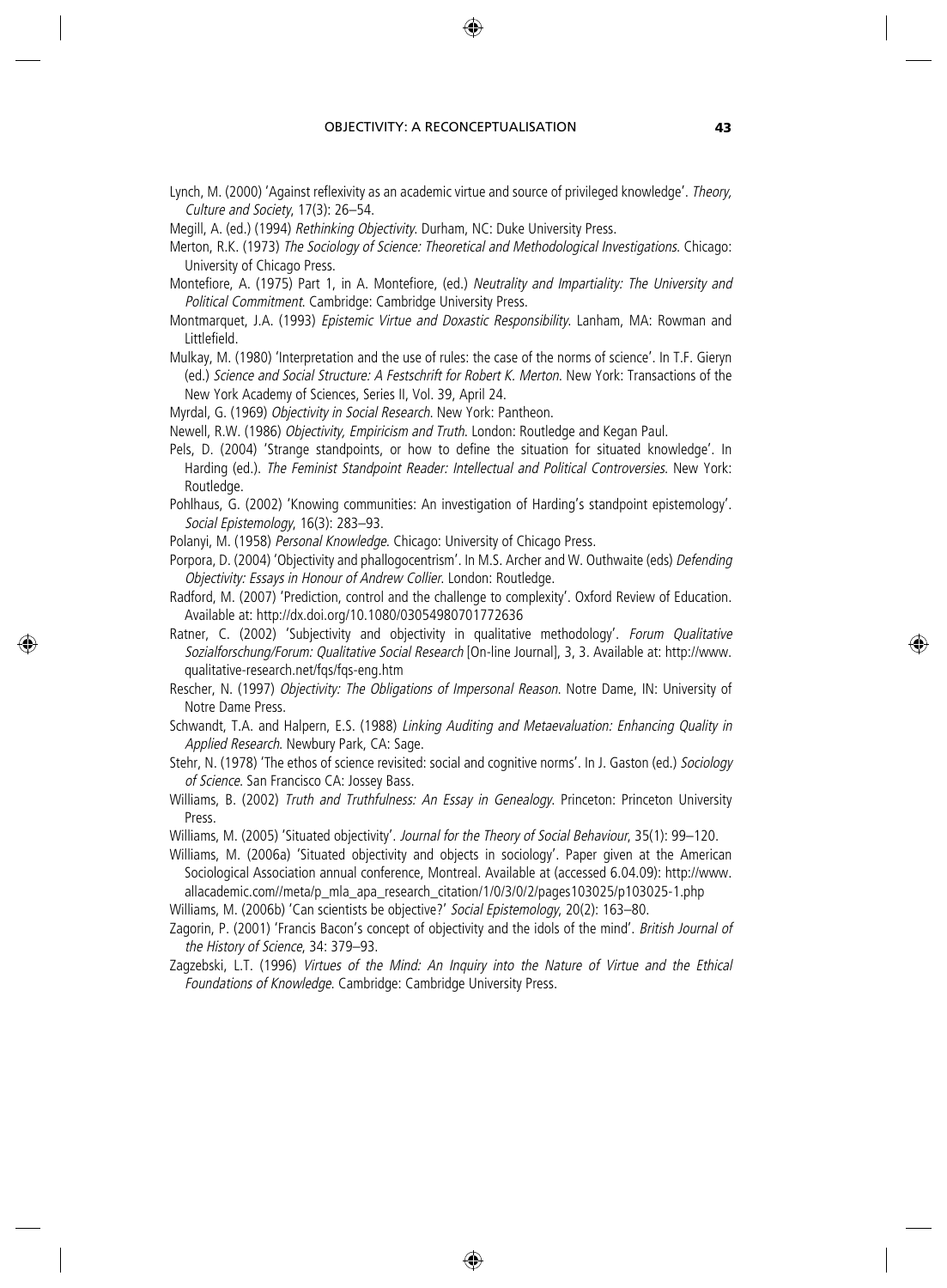Lynch, M. (2000) 'Against reflexivity as an academic virtue and source of privileged knowledge'. *Theory, Culture and Society*, 17(3): 26–54.

Megill, A. (ed.) (1994) *Rethinking Objectivity*. Durham, NC: Duke University Press.

Merton, R.K. (1973) *The Sociology of Science: Theoretical and Methodological Investigations*. Chicago: University of Chicago Press.

Montefiore, A. (1975) Part 1, in A. Montefiore, (ed.) *Neutrality and Impartiality: The University and Political Commitment*. Cambridge: Cambridge University Press.

Montmarquet, J.A. (1993) *Epistemic Virtue and Doxastic Responsibility*. Lanham, MA: Rowman and Littlefield.

Mulkay, M. (1980) 'Interpretation and the use of rules: the case of the norms of science'. In T.F. Gieryn (ed.) *Science and Social Structure: A Festschrift for Robert K. Merton*. New York: Transactions of the New York Academy of Sciences, Series II, Vol. 39, April 24.

Myrdal, G. (1969) *Objectivity in Social Research*. New York: Pantheon.

Newell, R.W. (1986) *Objectivity, Empiricism and Truth*. London: Routledge and Kegan Paul.

Pels, D. (2004) 'Strange standpoints, or how to define the situation for situated knowledge'. In Harding (ed.). *The Feminist Standpoint Reader: Intellectual and Political Controversies*. New York: Routledge.

Pohlhaus, G. (2002) 'Knowing communities: An investigation of Harding's standpoint epistemology'. *Social Epistemology*, 16(3): 283–93.

Polanyi, M. (1958) *Personal Knowledge*. Chicago: University of Chicago Press.

Porpora, D. (2004) 'Objectivity and phallogocentrism'. In M.S. Archer and W. Outhwaite (eds) *Defending Objectivity: Essays in Honour of Andrew Collier*. London: Routledge.

Radford, M. (2007) 'Prediction, control and the challenge to complexity'. Oxford Review of Education. Available at: http://dx.doi.org/10.1080/03054980701772636

Ratner, C. (2002) 'Subjectivity and objectivity in qualitative methodology'. *Forum Qualitative Sozialforschung/Forum: Qualitative Social Research* [On-line Journal], 3, 3. Available at: http://www.qualitative-research.net/fqs/fqs-eng.htm

Rescher, N. (1997) *Objectivity: The Obligations of Impersonal Reason*. Notre Dame, IN: University of Notre Dame Press.

Schwandt, T.A. and Halpern, E.S. (1988) *Linking Auditing and Metaevaluation: Enhancing Quality in Applied Research*. Newbury Park, CA: Sage.

Stehr, N. (1978) 'The ethos of science revisited: social and cognitive norms'. In J. Gaston (ed.) *Sociology of Science*. San Francisco CA: Jossey Bass.

Williams, B. (2002) *Truth and Truthfulness: An Essay in Genealogy*. Princeton: Princeton University Press.

Williams, M. (2005) 'Situated objectivity'. *Journal for the Theory of Social Behaviour*, 35(1): 99–120.

Williams, M. (2006a) 'Situated objectivity and objects in sociology'. Paper given at the American Sociological Association annual conference, Montreal. Available at (accessed 6.04.09): http://www.allacademic.com//meta/p_mla_apa_research_citation/1/0/3/0/2/pages103025/p103025-1.php

Williams, M. (2006b) 'Can scientists be objective?' *Social Epistemology*, 20(2): 163–80.

Zagorin, P. (2001) 'Francis Bacon's concept of objectivity and the idols of the mind'. *British Journal of the History of Science*, 34: 379–93.

Zagzebski, L.T. (1996) *Virtues of the Mind: An Inquiry into the Nature of Virtue and the Ethical Foundations of Knowledge*. Cambridge: Cambridge University Press.